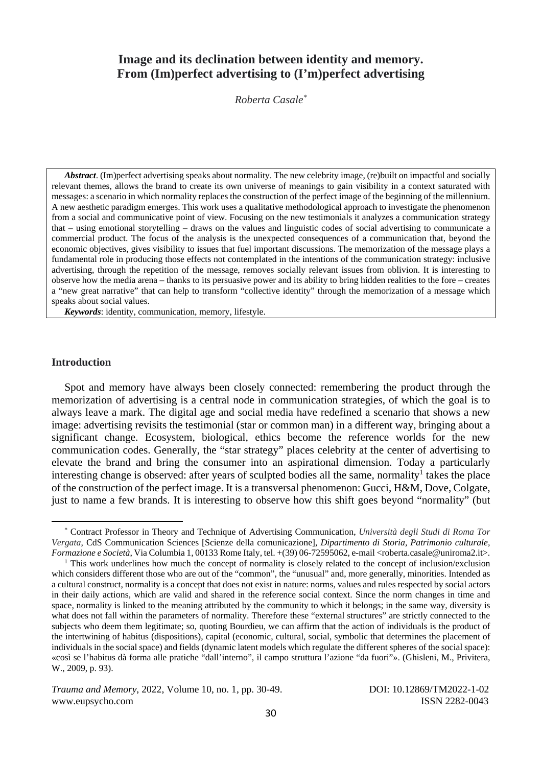# Image and its declination between identity and memory. From (Im)perfect advertising to (I'm)perfect advertising

*Roberta Casale*[*]

***Abstract***. (Im)perfect advertising speaks about normality. The new celebrity image, (re)built on impactful and socially relevant themes, allows the brand to create its own universe of meanings to gain visibility in a context saturated with messages: a scenario in which normality replaces the construction of the perfect image of the beginning of the millennium. A new aesthetic paradigm emerges. This work uses a qualitative methodological approach to investigate the phenomenon from a social and communicative point of view. Focusing on the new testimonials it analyzes a communication strategy that – using emotional storytelling – draws on the values and linguistic codes of social advertising to communicate a commercial product. The focus of the analysis is the unexpected consequences of a communication that, beyond the economic objectives, gives visibility to issues that fuel important discussions. The memorization of the message plays a fundamental role in producing those effects not contemplated in the intentions of the communication strategy: inclusive advertising, through the repetition of the message, removes socially relevant issues from oblivion. It is interesting to observe how the media arena – thanks to its persuasive power and its ability to bring hidden realities to the fore – creates a "new great narrative" that can help to transform "collective identity" through the memorization of a message which speaks about social values.

***Keywords***: identity, communication, memory, lifestyle.

## Introduction

Spot and memory have always been closely connected: remembering the product through the memorization of advertising is a central node in communication strategies, of which the goal is to always leave a mark. The digital age and social media have redefined a scenario that shows a new image: advertising revisits the testimonial (star or common man) in a different way, bringing about a significant change. Ecosystem, biological, ethics become the reference worlds for the new communication codes. Generally, the "star strategy" places celebrity at the center of advertising to elevate the brand and bring the consumer into an aspirational dimension. Today a particularly interesting change is observed: after years of sculpted bodies all the same, normality[1] takes the place of the construction of the perfect image. It is a transversal phenomenon: Gucci, H&M, Dove, Colgate, just to name a few brands. It is interesting to observe how this shift goes beyond "normality" (but

---

[*] Contract Professor in Theory and Technique of Advertising Communication, *Università degli Studi di Roma Tor Vergata*, CdS Communication Sciences [Scienze della comunicazione], *Dipartimento di Storia, Patrimonio culturale, Formazione e Società*, Via Columbia 1, 00133 Rome Italy, tel. +(39) 06-72595062, e-mail <roberta.casale@uniroma2.it>.

[1] This work underlines how much the concept of normality is closely related to the concept of inclusion/exclusion which considers different those who are out of the "common", the "unusual" and, more generally, minorities. Intended as a cultural construct, normality is a concept that does not exist in nature: norms, values and rules respected by social actors in their daily actions, which are valid and shared in the reference social context. Since the norm changes in time and space, normality is linked to the meaning attributed by the community to which it belongs; in the same way, diversity is what does not fall within the parameters of normality. Therefore these "external structures" are strictly connected to the subjects who deem them legitimate; so, quoting Bourdieu, we can affirm that the action of individuals is the product of the intertwining of habitus (dispositions), capital (economic, cultural, social, symbolic that determines the placement of individuals in the social space) and fields (dynamic latent models which regulate the different spheres of the social space): «così se l'habitus dà forma alle pratiche "dall'interno", il campo struttura l'azione "da fuori"». (Ghisleni, M., Privitera, W., 2009, p. 93).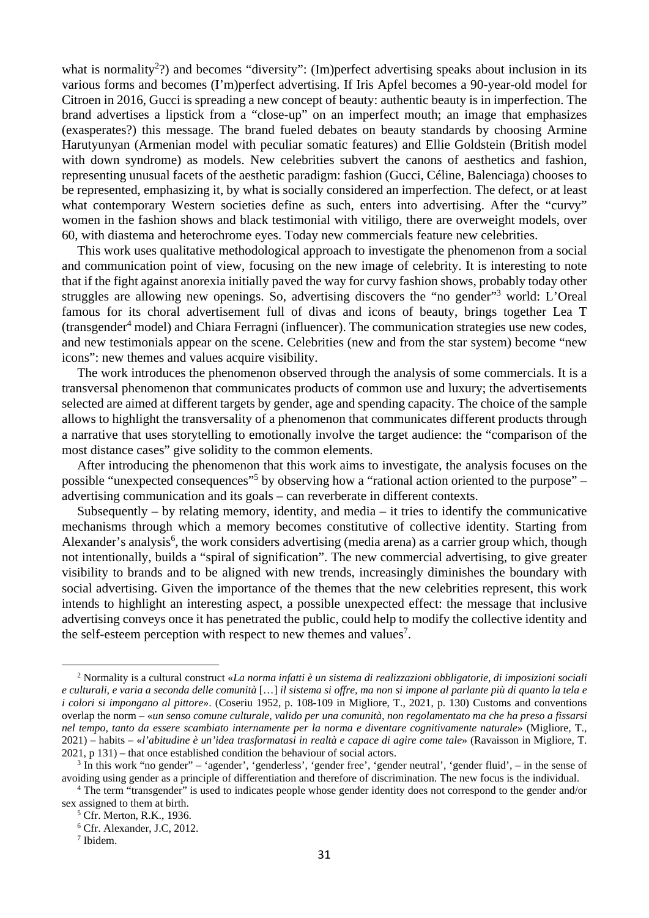what is normality[2]?) and becomes "diversity": (Im)perfect advertising speaks about inclusion in its various forms and becomes (I'm)perfect advertising. If Iris Apfel becomes a 90-year-old model for Citroen in 2016, Gucci is spreading a new concept of beauty: authentic beauty is in imperfection. The brand advertises a lipstick from a "close-up" on an imperfect mouth; an image that emphasizes (exasperates?) this message. The brand fueled debates on beauty standards by choosing Armine Harutyunyan (Armenian model with peculiar somatic features) and Ellie Goldstein (British model with down syndrome) as models. New celebrities subvert the canons of aesthetics and fashion, representing unusual facets of the aesthetic paradigm: fashion (Gucci, Céline, Balenciaga) chooses to be represented, emphasizing it, by what is socially considered an imperfection. The defect, or at least what contemporary Western societies define as such, enters into advertising. After the "curvy" women in the fashion shows and black testimonial with vitiligo, there are overweight models, over 60, with diastema and heterochrome eyes. Today new commercials feature new celebrities.

This work uses qualitative methodological approach to investigate the phenomenon from a social and communication point of view, focusing on the new image of celebrity. It is interesting to note that if the fight against anorexia initially paved the way for curvy fashion shows, probably today other struggles are allowing new openings. So, advertising discovers the "no gender"[3] world: L'Oreal famous for its choral advertisement full of divas and icons of beauty, brings together Lea T (transgender[4] model) and Chiara Ferragni (influencer). The communication strategies use new codes, and new testimonials appear on the scene. Celebrities (new and from the star system) become "new icons": new themes and values acquire visibility.

The work introduces the phenomenon observed through the analysis of some commercials. It is a transversal phenomenon that communicates products of common use and luxury; the advertisements selected are aimed at different targets by gender, age and spending capacity. The choice of the sample allows to highlight the transversality of a phenomenon that communicates different products through a narrative that uses storytelling to emotionally involve the target audience: the "comparison of the most distance cases" give solidity to the common elements.

After introducing the phenomenon that this work aims to investigate, the analysis focuses on the possible "unexpected consequences"[5] by observing how a "rational action oriented to the purpose" – advertising communication and its goals – can reverberate in different contexts.

Subsequently – by relating memory, identity, and media – it tries to identify the communicative mechanisms through which a memory becomes constitutive of collective identity. Starting from Alexander's analysis[6], the work considers advertising (media arena) as a carrier group which, though not intentionally, builds a "spiral of signification". The new commercial advertising, to give greater visibility to brands and to be aligned with new trends, increasingly diminishes the boundary with social advertising. Given the importance of the themes that the new celebrities represent, this work intends to highlight an interesting aspect, a possible unexpected effect: the message that inclusive advertising conveys once it has penetrated the public, could help to modify the collective identity and the self-esteem perception with respect to new themes and values[7].

---

[2] Normality is a cultural construct «*La norma infatti è un sistema di realizzazioni obbligatorie, di imposizioni sociali e culturali, e varia a seconda delle comunità* […] *il sistema si offre, ma non si impone al parlante più di quanto la tela e i colori si impongano al pittore*». (Coseriu 1952, p. 108-109 in Migliore, T., 2021, p. 130) Customs and conventions overlap the norm – «*un senso comune culturale, valido per una comunità, non regolamentato ma che ha preso a fissarsi nel tempo, tanto da essere scambiato internamente per la norma e diventare cognitivamente naturale*» (Migliore, T., 2021) – habits – «*l'abitudine è un'idea trasformatasi in realtà e capace di agire come tale*» (Ravaisson in Migliore, T. 2021, p 131) – that once established condition the behaviour of social actors.

[3] In this work "no gender" – 'agender', 'genderless', 'gender free', 'gender neutral', 'gender fluid', – in the sense of avoiding using gender as a principle of differentiation and therefore of discrimination. The new focus is the individual.

[4] The term "transgender" is used to indicates people whose gender identity does not correspond to the gender and/or sex assigned to them at birth.

[5] Cfr. Merton, R.K., 1936.

[6] Cfr. Alexander, J.C, 2012.

[7] Ibidem.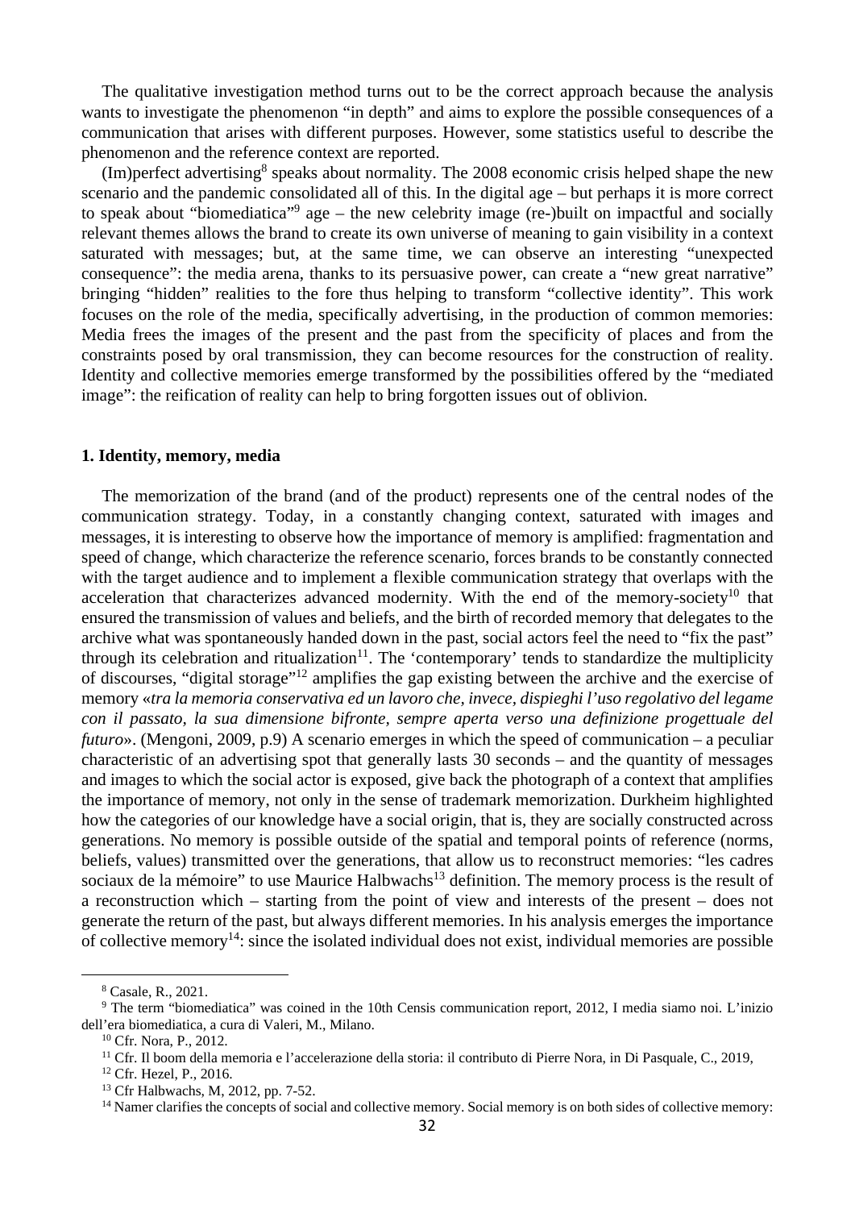The qualitative investigation method turns out to be the correct approach because the analysis wants to investigate the phenomenon "in depth" and aims to explore the possible consequences of a communication that arises with different purposes. However, some statistics useful to describe the phenomenon and the reference context are reported.

(Im)perfect advertising[8] speaks about normality. The 2008 economic crisis helped shape the new scenario and the pandemic consolidated all of this. In the digital age – but perhaps it is more correct to speak about "biomediatica"[9] age – the new celebrity image (re-)built on impactful and socially relevant themes allows the brand to create its own universe of meaning to gain visibility in a context saturated with messages; but, at the same time, we can observe an interesting "unexpected consequence": the media arena, thanks to its persuasive power, can create a "new great narrative" bringing "hidden" realities to the fore thus helping to transform "collective identity". This work focuses on the role of the media, specifically advertising, in the production of common memories: Media frees the images of the present and the past from the specificity of places and from the constraints posed by oral transmission, they can become resources for the construction of reality. Identity and collective memories emerge transformed by the possibilities offered by the "mediated image": the reification of reality can help to bring forgotten issues out of oblivion.

## 1. Identity, memory, media

The memorization of the brand (and of the product) represents one of the central nodes of the communication strategy. Today, in a constantly changing context, saturated with images and messages, it is interesting to observe how the importance of memory is amplified: fragmentation and speed of change, which characterize the reference scenario, forces brands to be constantly connected with the target audience and to implement a flexible communication strategy that overlaps with the acceleration that characterizes advanced modernity. With the end of the memory-society[10] that ensured the transmission of values and beliefs, and the birth of recorded memory that delegates to the archive what was spontaneously handed down in the past, social actors feel the need to "fix the past" through its celebration and ritualization[11]. The 'contemporary' tends to standardize the multiplicity of discourses, "digital storage"[12] amplifies the gap existing between the archive and the exercise of memory «*tra la memoria conservativa ed un lavoro che, invece, dispieghi l'uso regolativo del legame con il passato, la sua dimensione bifronte, sempre aperta verso una definizione progettuale del futuro*». (Mengoni, 2009, p.9) A scenario emerges in which the speed of communication – a peculiar characteristic of an advertising spot that generally lasts 30 seconds – and the quantity of messages and images to which the social actor is exposed, give back the photograph of a context that amplifies the importance of memory, not only in the sense of trademark memorization. Durkheim highlighted how the categories of our knowledge have a social origin, that is, they are socially constructed across generations. No memory is possible outside of the spatial and temporal points of reference (norms, beliefs, values) transmitted over the generations, that allow us to reconstruct memories: "les cadres sociaux de la mémoire" to use Maurice Halbwachs[13] definition. The memory process is the result of a reconstruction which – starting from the point of view and interests of the present – does not generate the return of the past, but always different memories. In his analysis emerges the importance of collective memory[14]: since the isolated individual does not exist, individual memories are possible

---

[8] Casale, R., 2021.

[9] The term "biomediatica" was coined in the 10th Censis communication report, 2012, I media siamo noi. L'inizio dell'era biomediatica, a cura di Valeri, M., Milano.

[10] Cfr. Nora, P., 2012.

[11] Cfr. Il boom della memoria e l'accelerazione della storia: il contributo di Pierre Nora, in Di Pasquale, C., 2019,

[12] Cfr. Hezel, P., 2016.

[13] Cfr Halbwachs, M, 2012, pp. 7-52.

[14] Namer clarifies the concepts of social and collective memory. Social memory is on both sides of collective memory: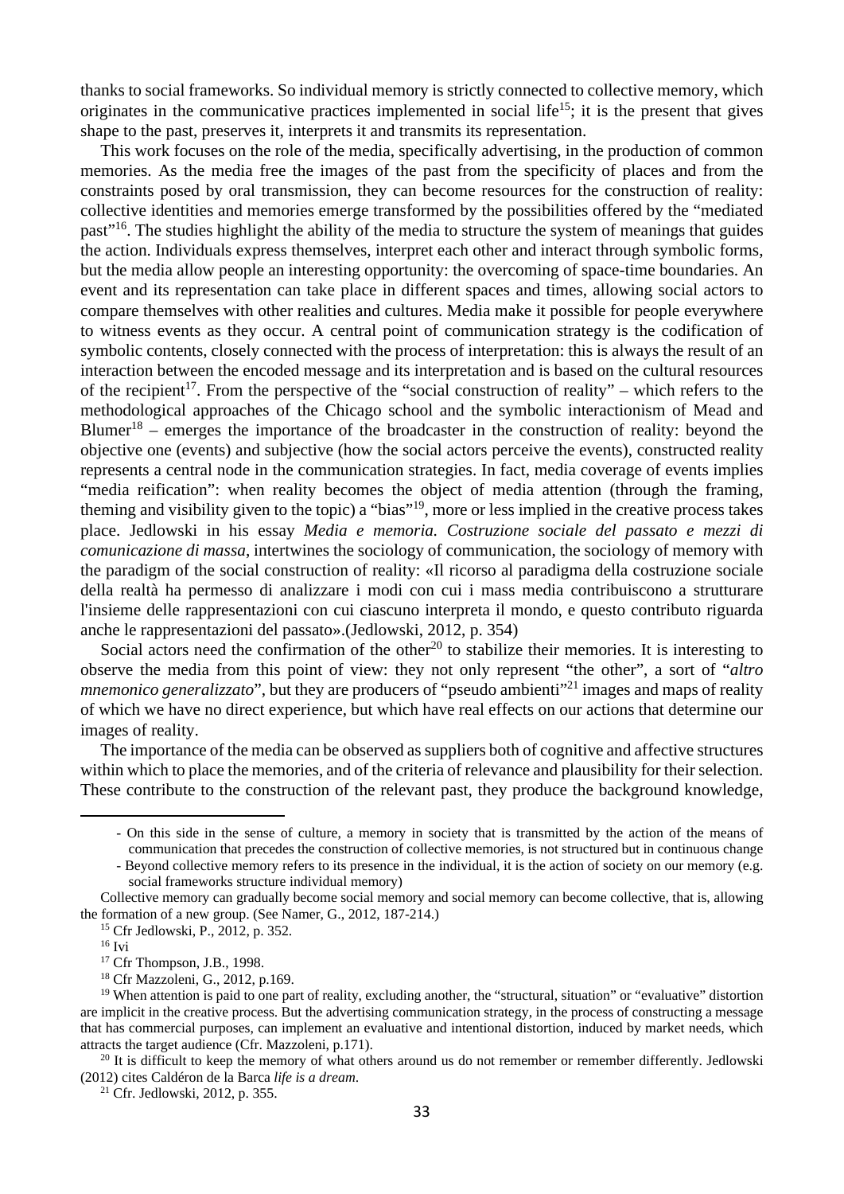thanks to social frameworks. So individual memory is strictly connected to collective memory, which originates in the communicative practices implemented in social life[15]; it is the present that gives shape to the past, preserves it, interprets it and transmits its representation.

This work focuses on the role of the media, specifically advertising, in the production of common memories. As the media free the images of the past from the specificity of places and from the constraints posed by oral transmission, they can become resources for the construction of reality: collective identities and memories emerge transformed by the possibilities offered by the "mediated past"[16]. The studies highlight the ability of the media to structure the system of meanings that guides the action. Individuals express themselves, interpret each other and interact through symbolic forms, but the media allow people an interesting opportunity: the overcoming of space-time boundaries. An event and its representation can take place in different spaces and times, allowing social actors to compare themselves with other realities and cultures. Media make it possible for people everywhere to witness events as they occur. A central point of communication strategy is the codification of symbolic contents, closely connected with the process of interpretation: this is always the result of an interaction between the encoded message and its interpretation and is based on the cultural resources of the recipient[17]. From the perspective of the "social construction of reality" – which refers to the methodological approaches of the Chicago school and the symbolic interactionism of Mead and Blumer[18] – emerges the importance of the broadcaster in the construction of reality: beyond the objective one (events) and subjective (how the social actors perceive the events), constructed reality represents a central node in the communication strategies. In fact, media coverage of events implies "media reification": when reality becomes the object of media attention (through the framing, theming and visibility given to the topic) a "bias"[19], more or less implied in the creative process takes place. Jedlowski in his essay *Media e memoria. Costruzione sociale del passato e mezzi di comunicazione di massa*, intertwines the sociology of communication, the sociology of memory with the paradigm of the social construction of reality: «Il ricorso al paradigma della costruzione sociale della realtà ha permesso di analizzare i modi con cui i mass media contribuiscono a strutturare l'insieme delle rappresentazioni con cui ciascuno interpreta il mondo, e questo contributo riguarda anche le rappresentazioni del passato».(Jedlowski, 2012, p. 354)

Social actors need the confirmation of the other[20] to stabilize their memories. It is interesting to observe the media from this point of view: they not only represent "the other", a sort of "*altro mnemonico generalizzato*", but they are producers of "pseudo ambienti"[21] images and maps of reality of which we have no direct experience, but which have real effects on our actions that determine our images of reality.

The importance of the media can be observed as suppliers both of cognitive and affective structures within which to place the memories, and of the criteria of relevance and plausibility for their selection. These contribute to the construction of the relevant past, they produce the background knowledge,

---

- On this side in the sense of culture, a memory in society that is transmitted by the action of the means of communication that precedes the construction of collective memories, is not structured but in continuous change
- Beyond collective memory refers to its presence in the individual, it is the action of society on our memory (e.g. social frameworks structure individual memory)

Collective memory can gradually become social memory and social memory can become collective, that is, allowing the formation of a new group. (See Namer, G., 2012, 187-214.)

[15] Cfr Jedlowski, P., 2012, p. 352.

[16] Ivi

[17] Cfr Thompson, J.B., 1998.

[18] Cfr Mazzoleni, G., 2012, p.169.

[19] When attention is paid to one part of reality, excluding another, the "structural, situation" or "evaluative" distortion are implicit in the creative process. But the advertising communication strategy, in the process of constructing a message that has commercial purposes, can implement an evaluative and intentional distortion, induced by market needs, which attracts the target audience (Cfr. Mazzoleni, p.171).

[20] It is difficult to keep the memory of what others around us do not remember or remember differently. Jedlowski (2012) cites Caldéron de la Barca *life is a dream*.

[21] Cfr. Jedlowski, 2012, p. 355.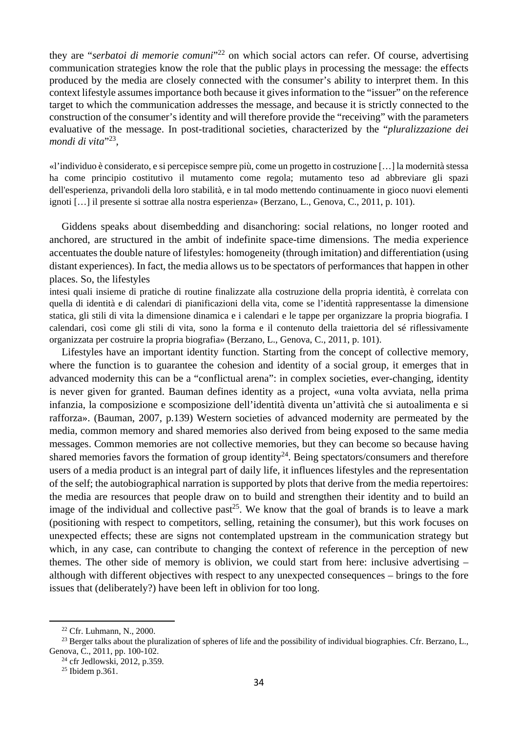they are "*serbatoi di memorie comuni*"[22] on which social actors can refer. Of course, advertising communication strategies know the role that the public plays in processing the message: the effects produced by the media are closely connected with the consumer's ability to interpret them. In this context lifestyle assumes importance both because it gives information to the "issuer" on the reference target to which the communication addresses the message, and because it is strictly connected to the construction of the consumer's identity and will therefore provide the "receiving" with the parameters evaluative of the message. In post-traditional societies, characterized by the "*pluralizzazione dei mondi di vita*"[23],

> «l'individuo è considerato, e si percepisce sempre più, come un progetto in costruzione […] la modernità stessa ha come principio costitutivo il mutamento come regola; mutamento teso ad abbreviare gli spazi dell'esperienza, privandoli della loro stabilità, e in tal modo mettendo continuamente in gioco nuovi elementi ignoti […] il presente si sottrae alla nostra esperienza» (Berzano, L., Genova, C., 2011, p. 101).

Giddens speaks about disembedding and disanchoring: social relations, no longer rooted and anchored, are structured in the ambit of indefinite space-time dimensions. The media experience accentuates the double nature of lifestyles: homogeneity (through imitation) and differentiation (using distant experiences). In fact, the media allows us to be spectators of performances that happen in other places. So, the lifestyles

> intesi quali insieme di pratiche di routine finalizzate alla costruzione della propria identità, è correlata con quella di identità e di calendari di pianificazioni della vita, come se l'identità rappresentasse la dimensione statica, gli stili di vita la dimensione dinamica e i calendari e le tappe per organizzare la propria biografia. I calendari, così come gli stili di vita, sono la forma e il contenuto della traiettoria del sé riflessivamente organizzata per costruire la propria biografia» (Berzano, L., Genova, C., 2011, p. 101).

Lifestyles have an important identity function. Starting from the concept of collective memory, where the function is to guarantee the cohesion and identity of a social group, it emerges that in advanced modernity this can be a "conflictual arena": in complex societies, ever-changing, identity is never given for granted. Bauman defines identity as a project, «una volta avviata, nella prima infanzia, la composizione e scomposizione dell'identità diventa un'attività che si autoalimenta e si rafforza». (Bauman, 2007, p.139) Western societies of advanced modernity are permeated by the media, common memory and shared memories also derived from being exposed to the same media messages. Common memories are not collective memories, but they can become so because having shared memories favors the formation of group identity[24]. Being spectators/consumers and therefore users of a media product is an integral part of daily life, it influences lifestyles and the representation of the self; the autobiographical narration is supported by plots that derive from the media repertoires: the media are resources that people draw on to build and strengthen their identity and to build an image of the individual and collective past[25]. We know that the goal of brands is to leave a mark (positioning with respect to competitors, selling, retaining the consumer), but this work focuses on unexpected effects; these are signs not contemplated upstream in the communication strategy but which, in any case, can contribute to changing the context of reference in the perception of new themes. The other side of memory is oblivion, we could start from here: inclusive advertising – although with different objectives with respect to any unexpected consequences – brings to the fore issues that (deliberately?) have been left in oblivion for too long.

---

[22] Cfr. Luhmann, N., 2000.

[23] Berger talks about the pluralization of spheres of life and the possibility of individual biographies. Cfr. Berzano, L., Genova, C., 2011, pp. 100-102.

[24] cfr Jedlowski, 2012, p.359.

[25] Ibidem p.361.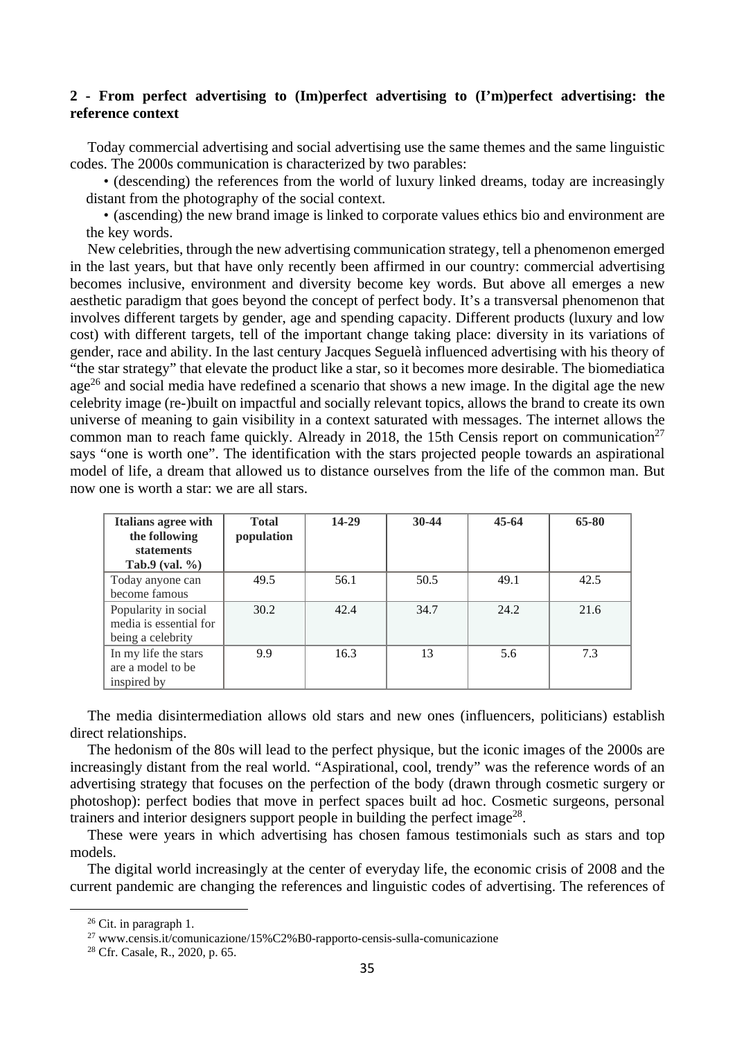## 2 - From perfect advertising to (Im)perfect advertising to (I'm)perfect advertising: the reference context

Today commercial advertising and social advertising use the same themes and the same linguistic codes. The 2000s communication is characterized by two parables:

- (descending) the references from the world of luxury linked dreams, today are increasingly distant from the photography of the social context.
- (ascending) the new brand image is linked to corporate values ethics bio and environment are the key words.

New celebrities, through the new advertising communication strategy, tell a phenomenon emerged in the last years, but that have only recently been affirmed in our country: commercial advertising becomes inclusive, environment and diversity become key words. But above all emerges a new aesthetic paradigm that goes beyond the concept of perfect body. It's a transversal phenomenon that involves different targets by gender, age and spending capacity. Different products (luxury and low cost) with different targets, tell of the important change taking place: diversity in its variations of gender, race and ability. In the last century Jacques Seguelà influenced advertising with his theory of "the star strategy" that elevate the product like a star, so it becomes more desirable. The biomediatica age[26] and social media have redefined a scenario that shows a new image. In the digital age the new celebrity image (re-)built on impactful and socially relevant topics, allows the brand to create its own universe of meaning to gain visibility in a context saturated with messages. The internet allows the common man to reach fame quickly. Already in 2018, the 15th Census report on communication[27] says "one is worth one". The identification with the stars projected people towards an aspirational model of life, a dream that allowed us to distance ourselves from the life of the common man. But now one is worth a star: we are all stars.

| Italians agree with the following statements Tab.9 (val. %) | Total population | 14-29 | 30-44 | 45-64 | 65-80 |
|---|---|---|---|---|---|
| Today anyone can become famous | 49.5 | 56.1 | 50.5 | 49.1 | 42.5 |
| Popularity in social media is essential for being a celebrity | 30.2 | 42.4 | 34.7 | 24.2 | 21.6 |
| In my life the stars are a model to be inspired by | 9.9 | 16.3 | 13 | 5.6 | 7.3 |

The media disintermediation allows old stars and new ones (influencers, politicians) establish direct relationships.

The hedonism of the 80s will lead to the perfect physique, but the iconic images of the 2000s are increasingly distant from the real world. "Aspirational, cool, trendy" was the reference words of an advertising strategy that focuses on the perfection of the body (drawn through cosmetic surgery or photoshop): perfect bodies that move in perfect spaces built ad hoc. Cosmetic surgeons, personal trainers and interior designers support people in building the perfect image[28].

These were years in which advertising has chosen famous testimonials such as stars and top models.

The digital world increasingly at the center of everyday life, the economic crisis of 2008 and the current pandemic are changing the references and linguistic codes of advertising. The references of

[26] Cit. in paragraph 1.

[27] www.censis.it/comunicazione/15%C2%B0-rapporto-censis-sulla-comunicazione

[28] Cfr. Casale, R., 2020, p. 65.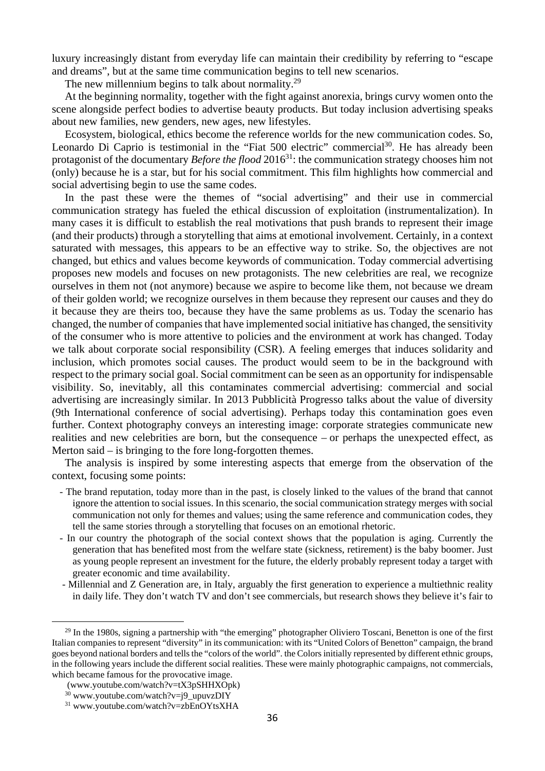luxury increasingly distant from everyday life can maintain their credibility by referring to "escape and dreams", but at the same time communication begins to tell new scenarios.

The new millennium begins to talk about normality.[29]

At the beginning normality, together with the fight against anorexia, brings curvy women onto the scene alongside perfect bodies to advertise beauty products. But today inclusion advertising speaks about new families, new genders, new ages, new lifestyles.

Ecosystem, biological, ethics become the reference worlds for the new communication codes. So, Leonardo Di Caprio is testimonial in the "Fiat 500 electric" commercial[30]. He has already been protagonist of the documentary *Before the flood* 2016[31]: the communication strategy chooses him not (only) because he is a star, but for his social commitment. This film highlights how commercial and social advertising begin to use the same codes.

In the past these were the themes of "social advertising" and their use in commercial communication strategy has fueled the ethical discussion of exploitation (instrumentalization). In many cases it is difficult to establish the real motivations that push brands to represent their image (and their products) through a storytelling that aims at emotional involvement. Certainly, in a context saturated with messages, this appears to be an effective way to strike. So, the objectives are not changed, but ethics and values become keywords of communication. Today commercial advertising proposes new models and focuses on new protagonists. The new celebrities are real, we recognize ourselves in them not (not anymore) because we aspire to become like them, not because we dream of their golden world; we recognize ourselves in them because they represent our causes and they do it because they are theirs too, because they have the same problems as us. Today the scenario has changed, the number of companies that have implemented social initiative has changed, the sensitivity of the consumer who is more attentive to policies and the environment at work has changed. Today we talk about corporate social responsibility (CSR). A feeling emerges that induces solidarity and inclusion, which promotes social causes. The product would seem to be in the background with respect to the primary social goal. Social commitment can be seen as an opportunity for indispensable visibility. So, inevitably, all this contaminates commercial advertising: commercial and social advertising are increasingly similar. In 2013 Pubblicità Progresso talks about the value of diversity (9th International conference of social advertising). Perhaps today this contamination goes even further. Context photography conveys an interesting image: corporate strategies communicate new realities and new celebrities are born, but the consequence – or perhaps the unexpected effect, as Merton said – is bringing to the fore long-forgotten themes.

The analysis is inspired by some interesting aspects that emerge from the observation of the context, focusing some points:

- The brand reputation, today more than in the past, is closely linked to the values of the brand that cannot ignore the attention to social issues. In this scenario, the social communication strategy merges with social communication not only for themes and values; using the same reference and communication codes, they tell the same stories through a storytelling that focuses on an emotional rhetoric.
- In our country the photograph of the social context shows that the population is aging. Currently the generation that has benefited most from the welfare state (sickness, retirement) is the baby boomer. Just as young people represent an investment for the future, the elderly probably represent today a target with greater economic and time availability.
- Millennial and Z Generation are, in Italy, arguably the first generation to experience a multiethnic reality in daily life. They don't watch TV and don't see commercials, but research shows they believe it's fair to

---

[29] In the 1980s, signing a partnership with "the emerging" photographer Oliviero Toscani, Benetton is one of the first Italian companies to represent "diversity" in its communication: with its "United Colors of Benetton" campaign, the brand goes beyond national borders and tells the "colors of the world". the Colors initially represented by different ethnic groups, in the following years include the different social realities. These were mainly photographic campaigns, not commercials, which became famous for the provocative image.
(www.youtube.com/watch?v=tX3pSHHXOpk)

[30] www.youtube.com/watch?v=j9_upuvzDIY

[31] www.youtube.com/watch?v=zbEnOYtsXHA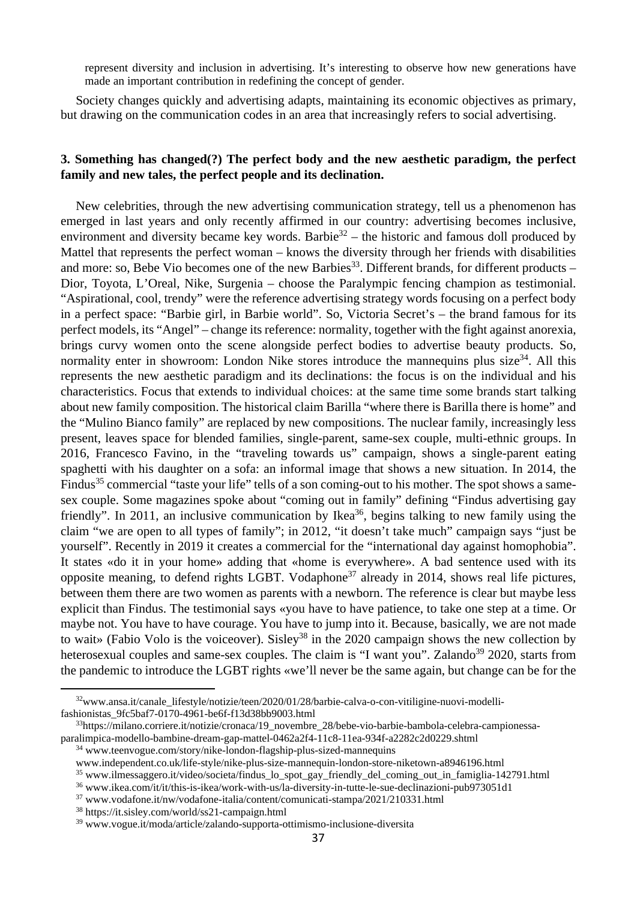represent diversity and inclusion in advertising. It's interesting to observe how new generations have made an important contribution in redefining the concept of gender.

Society changes quickly and advertising adapts, maintaining its economic objectives as primary, but drawing on the communication codes in an area that increasingly refers to social advertising.

## 3. Something has changed(?) The perfect body and the new aesthetic paradigm, the perfect family and new tales, the perfect people and its declination.

New celebrities, through the new advertising communication strategy, tell us a phenomenon has emerged in last years and only recently affirmed in our country: advertising becomes inclusive, environment and diversity became key words. Barbie[32] – the historic and famous doll produced by Mattel that represents the perfect woman – knows the diversity through her friends with disabilities and more: so, Bebe Vio becomes one of the new Barbies[33]. Different brands, for different products – Dior, Toyota, L'Oreal, Nike, Surgenia – choose the Paralympic fencing champion as testimonial. "Aspirational, cool, trendy" were the reference advertising strategy words focusing on a perfect body in a perfect space: "Barbie girl, in Barbie world". So, Victoria Secret's – the brand famous for its perfect models, its "Angel" – change its reference: normality, together with the fight against anorexia, brings curvy women onto the scene alongside perfect bodies to advertise beauty products. So, normality enter in showroom: London Nike stores introduce the mannequins plus size[34]. All this represents the new aesthetic paradigm and its declinations: the focus is on the individual and his characteristics. Focus that extends to individual choices: at the same time some brands start talking about new family composition. The historical claim Barilla "where there is Barilla there is home" and the "Mulino Bianco family" are replaced by new compositions. The nuclear family, increasingly less present, leaves space for blended families, single-parent, same-sex couple, multi-ethnic groups. In 2016, Francesco Favino, in the "traveling towards us" campaign, shows a single-parent eating spaghetti with his daughter on a sofa: an informal image that shows a new situation. In 2014, the Findus[35] commercial "taste your life" tells of a son coming-out to his mother. The spot shows a same-sex couple. Some magazines spoke about "coming out in family" defining "Findus advertising gay friendly". In 2011, an inclusive communication by Ikea[36], begins talking to new family using the claim "we are open to all types of family"; in 2012, "it doesn't take much" campaign says "just be yourself". Recently in 2019 it creates a commercial for the "international day against homophobia". It states «do it in your home» adding that «home is everywhere». A bad sentence used with its opposite meaning, to defend rights LGBT. Vodaphone[37] already in 2014, shows real life pictures, between them there are two women as parents with a newborn. The reference is clear but maybe less explicit than Findus. The testimonial says «you have to have patience, to take one step at a time. Or maybe not. You have to have courage. You have to jump into it. Because, basically, we are not made to wait» (Fabio Volo is the voiceover). Sisley[38] in the 2020 campaign shows the new collection by heterosexual couples and same-sex couples. The claim is "I want you". Zalando[39] 2020, starts from the pandemic to introduce the LGBT rights «we'll never be the same again, but change can be for the

---

[32] www.ansa.it/canale_lifestyle/notizie/teen/2020/01/28/barbie-calva-o-con-vitiligine-nuovi-modelli-fashionistas_9fc5baf7-0170-4961-be6f-f13d38bb9003.html

[33] https://milano.corriere.it/notizie/cronaca/19_novembre_28/bebe-vio-barbie-bambola-celebra-campionessa-paralimpica-modello-bambine-dream-gap-mattel-0462a2f4-11c8-11ea-934f-a2282c2d0229.shtml

[34] www.teenvogue.com/story/nike-london-flagship-plus-sized-mannequins
www.independent.co.uk/life-style/nike-plus-size-mannequin-london-store-niketown-a8946196.html

[35] www.ilmessaggero.it/video/societa/findus_lo_spot_gay_friendly_del_coming_out_in_famiglia-142791.html

[36] www.ikea.com/it/it/this-is-ikea/work-with-us/la-diversity-in-tutte-le-sue-declinazioni-pub973051d1

[37] www.vodafone.it/nw/vodafone-italia/content/comunicati-stampa/2021/210331.html

[38] https://it.sisley.com/world/ss21-campaign.html

[39] www.vogue.it/moda/article/zalando-supporta-ottimismo-inclusione-diversita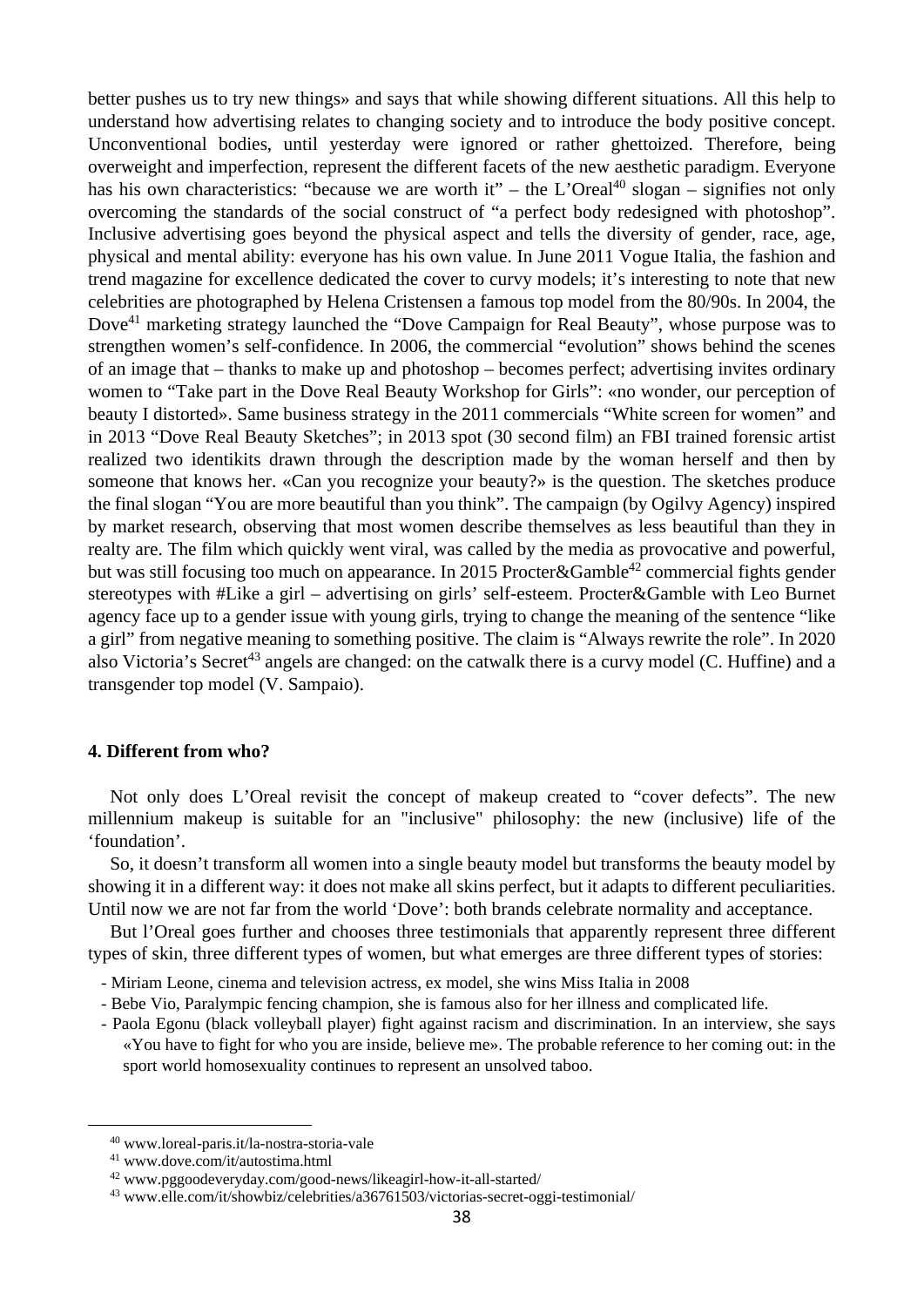better pushes us to try new things» and says that while showing different situations. All this help to understand how advertising relates to changing society and to introduce the body positive concept. Unconventional bodies, until yesterday were ignored or rather ghettoized. Therefore, being overweight and imperfection, represent the different facets of the new aesthetic paradigm. Everyone has his own characteristics: "because we are worth it" – the L'Oreal[40] slogan – signifies not only overcoming the standards of the social construct of "a perfect body redesigned with photoshop". Inclusive advertising goes beyond the physical aspect and tells the diversity of gender, race, age, physical and mental ability: everyone has his own value. In June 2011 Vogue Italia, the fashion and trend magazine for excellence dedicated the cover to curvy models; it's interesting to note that new celebrities are photographed by Helena Cristensen a famous top model from the 80/90s. In 2004, the Dove[41] marketing strategy launched the "Dove Campaign for Real Beauty", whose purpose was to strengthen women's self-confidence. In 2006, the commercial "evolution" shows behind the scenes of an image that – thanks to make up and photoshop – becomes perfect; advertising invites ordinary women to "Take part in the Dove Real Beauty Workshop for Girls": «no wonder, our perception of beauty I distorted». Same business strategy in the 2011 commercials "White screen for women" and in 2013 "Dove Real Beauty Sketches"; in 2013 spot (30 second film) an FBI trained forensic artist realized two identikits drawn through the description made by the woman herself and then by someone that knows her. «Can you recognize your beauty?» is the question. The sketches produce the final slogan "You are more beautiful than you think". The campaign (by Ogilvy Agency) inspired by market research, observing that most women describe themselves as less beautiful than they in realty are. The film which quickly went viral, was called by the media as provocative and powerful, but was still focusing too much on appearance. In 2015 Procter&Gamble[42] commercial fights gender stereotypes with #Like a girl – advertising on girls' self-esteem. Procter&Gamble with Leo Burnet agency face up to a gender issue with young girls, trying to change the meaning of the sentence "like a girl" from negative meaning to something positive. The claim is "Always rewrite the role". In 2020 also Victoria's Secret[43] angels are changed: on the catwalk there is a curvy model (C. Huffine) and a transgender top model (V. Sampaio).

### 4. Different from who?

Not only does L'Oreal revisit the concept of makeup created to "cover defects". The new millennium makeup is suitable for an "inclusive" philosophy: the new (inclusive) life of the 'foundation'.

So, it doesn't transform all women into a single beauty model but transforms the beauty model by showing it in a different way: it does not make all skins perfect, but it adapts to different peculiarities. Until now we are not far from the world 'Dove': both brands celebrate normality and acceptance.

But l'Oreal goes further and chooses three testimonials that apparently represent three different types of skin, three different types of women, but what emerges are three different types of stories:

- Miriam Leone, cinema and television actress, ex model, she wins Miss Italia in 2008
- Bebe Vio, Paralympic fencing champion, she is famous also for her illness and complicated life.
- Paola Egonu (black volleyball player) fight against racism and discrimination. In an interview, she says «You have to fight for who you are inside, believe me». The probable reference to her coming out: in the sport world homosexuality continues to represent an unsolved taboo.

---

[40] www.loreal-paris.it/la-nostra-storia-vale
[41] www.dove.com/it/autostima.html
[42] www.pggoodeveryday.com/good-news/likeagirl-how-it-all-started/
[43] www.elle.com/it/showbiz/celebrities/a36761503/victorias-secret-oggi-testimonial/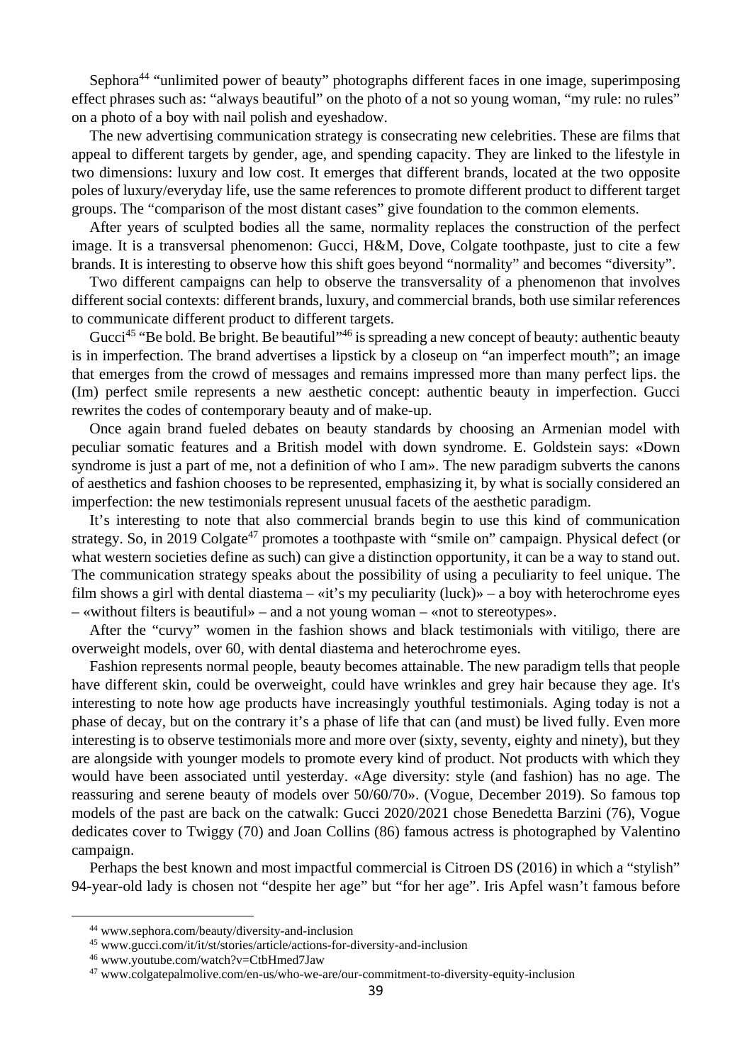Sephora[44] "unlimited power of beauty" photographs different faces in one image, superimposing effect phrases such as: "always beautiful" on the photo of a not so young woman, "my rule: no rules" on a photo of a boy with nail polish and eyeshadow.

The new advertising communication strategy is consecrating new celebrities. These are films that appeal to different targets by gender, age, and spending capacity. They are linked to the lifestyle in two dimensions: luxury and low cost. It emerges that different brands, located at the two opposite poles of luxury/everyday life, use the same references to promote different product to different target groups. The "comparison of the most distant cases" give foundation to the common elements.

After years of sculpted bodies all the same, normality replaces the construction of the perfect image. It is a transversal phenomenon: Gucci, H&M, Dove, Colgate toothpaste, just to cite a few brands. It is interesting to observe how this shift goes beyond "normality" and becomes "diversity".

Two different campaigns can help to observe the transversality of a phenomenon that involves different social contexts: different brands, luxury, and commercial brands, both use similar references to communicate different product to different targets.

Gucci[45] "Be bold. Be bright. Be beautiful"[46] is spreading a new concept of beauty: authentic beauty is in imperfection. The brand advertises a lipstick by a closeup on "an imperfect mouth"; an image that emerges from the crowd of messages and remains impressed more than many perfect lips. the (Im) perfect smile represents a new aesthetic concept: authentic beauty in imperfection. Gucci rewrites the codes of contemporary beauty and of make-up.

Once again brand fueled debates on beauty standards by choosing an Armenian model with peculiar somatic features and a British model with down syndrome. E. Goldstein says: «Down syndrome is just a part of me, not a definition of who I am». The new paradigm subverts the canons of aesthetics and fashion chooses to be represented, emphasizing it, by what is socially considered an imperfection: the new testimonials represent unusual facets of the aesthetic paradigm.

It's interesting to note that also commercial brands begin to use this kind of communication strategy. So, in 2019 Colgate[47] promotes a toothpaste with "smile on" campaign. Physical defect (or what western societies define as such) can give a distinction opportunity, it can be a way to stand out. The communication strategy speaks about the possibility of using a peculiarity to feel unique. The film shows a girl with dental diastema – «it's my peculiarity (luck)» – a boy with heterochrome eyes – «without filters is beautiful» – and a not young woman – «not to stereotypes».

After the "curvy" women in the fashion shows and black testimonials with vitiligo, there are overweight models, over 60, with dental diastema and heterochrome eyes.

Fashion represents normal people, beauty becomes attainable. The new paradigm tells that people have different skin, could be overweight, could have wrinkles and grey hair because they age. It's interesting to note how age products have increasingly youthful testimonials. Aging today is not a phase of decay, but on the contrary it's a phase of life that can (and must) be lived fully. Even more interesting is to observe testimonials more and more over (sixty, seventy, eighty and ninety), but they are alongside with younger models to promote every kind of product. Not products with which they would have been associated until yesterday. «Age diversity: style (and fashion) has no age. The reassuring and serene beauty of models over 50/60/70». (Vogue, December 2019). So famous top models of the past are back on the catwalk: Gucci 2020/2021 chose Benedetta Barzini (76), Vogue dedicates cover to Twiggy (70) and Joan Collins (86) famous actress is photographed by Valentino campaign.

Perhaps the best known and most impactful commercial is Citroen DS (2016) in which a "stylish" 94-year-old lady is chosen not "despite her age" but "for her age". Iris Apfel wasn't famous before

---

[44] www.sephora.com/beauty/diversity-and-inclusion

[45] www.gucci.com/it/it/st/stories/article/actions-for-diversity-and-inclusion

[46] www.youtube.com/watch?v=CtbHmed7Jaw

[47] www.colgatepalmolive.com/en-us/who-we-are/our-commitment-to-diversity-equity-inclusion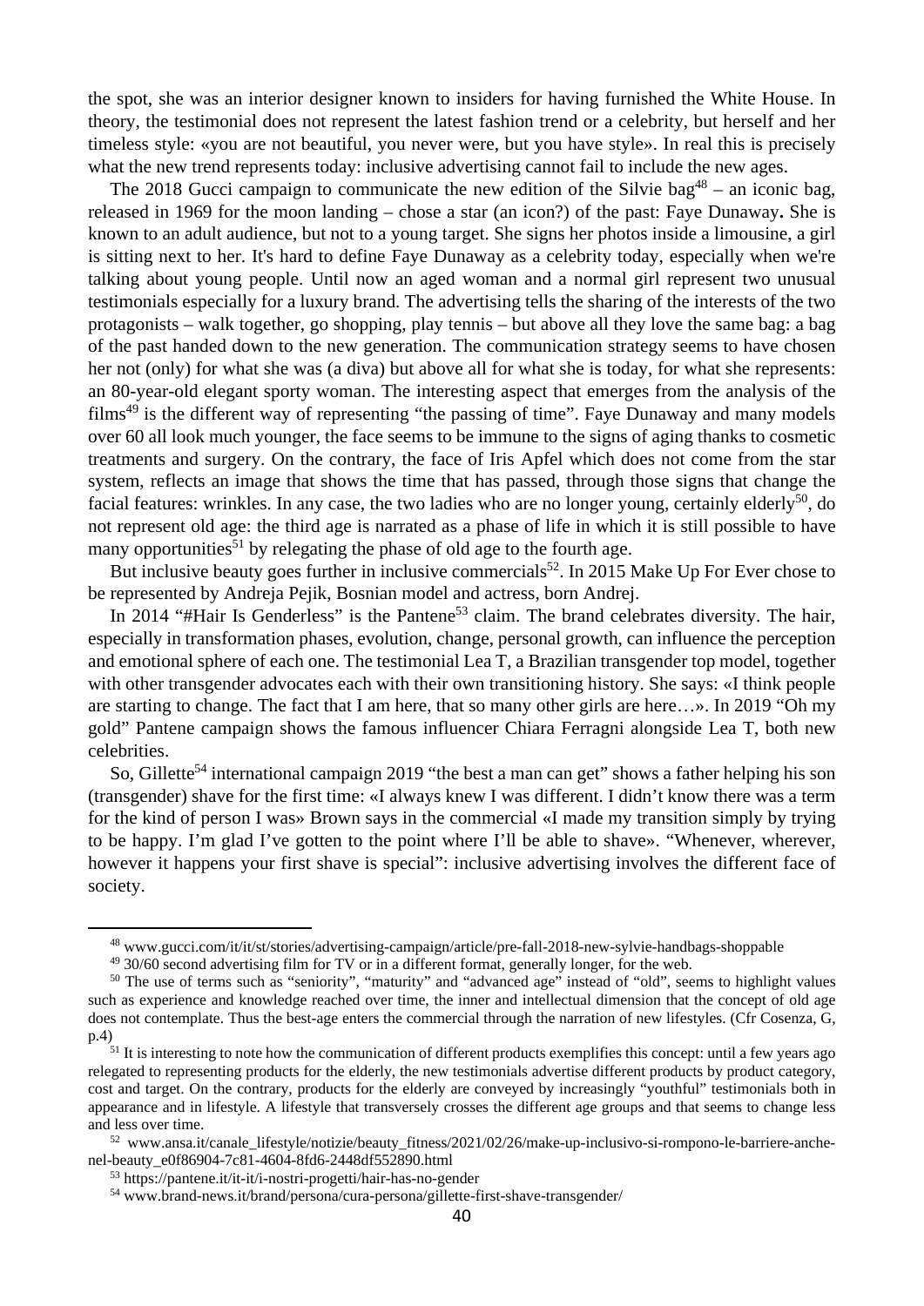the spot, she was an interior designer known to insiders for having furnished the White House. In theory, the testimonial does not represent the latest fashion trend or a celebrity, but herself and her timeless style: «you are not beautiful, you never were, but you have style». In real this is precisely what the new trend represents today: inclusive advertising cannot fail to include the new ages.

The 2018 Gucci campaign to communicate the new edition of the Silvie bag[48] – an iconic bag, released in 1969 for the moon landing – chose a star (an icon?) of the past: Faye Dunaway**.** She is known to an adult audience, but not to a young target. She signs her photos inside a limousine, a girl is sitting next to her. It's hard to define Faye Dunaway as a celebrity today, especially when we're talking about young people. Until now an aged woman and a normal girl represent two unusual testimonials especially for a luxury brand. The advertising tells the sharing of the interests of the two protagonists – walk together, go shopping, play tennis – but above all they love the same bag: a bag of the past handed down to the new generation. The communication strategy seems to have chosen her not (only) for what she was (a diva) but above all for what she is today, for what she represents: an 80-year-old elegant sporty woman. The interesting aspect that emerges from the analysis of the films[49] is the different way of representing "the passing of time". Faye Dunaway and many models over 60 all look much younger, the face seems to be immune to the signs of aging thanks to cosmetic treatments and surgery. On the contrary, the face of Iris Apfel which does not come from the star system, reflects an image that shows the time that has passed, through those signs that change the facial features: wrinkles. In any case, the two ladies who are no longer young, certainly elderly[50], do not represent old age: the third age is narrated as a phase of life in which it is still possible to have many opportunities[51] by relegating the phase of old age to the fourth age.

But inclusive beauty goes further in inclusive commercials[52]. In 2015 Make Up For Ever chose to be represented by Andreja Pejik, Bosnian model and actress, born Andrej.

In 2014 "#Hair Is Genderless" is the Pantene[53] claim. The brand celebrates diversity. The hair, especially in transformation phases, evolution, change, personal growth, can influence the perception and emotional sphere of each one. The testimonial Lea T, a Brazilian transgender top model, together with other transgender advocates each with their own transitioning history. She says: «I think people are starting to change. The fact that I am here, that so many other girls are here…». In 2019 "Oh my gold" Pantene campaign shows the famous influencer Chiara Ferragni alongside Lea T, both new celebrities.

So, Gillette[54] international campaign 2019 "the best a man can get" shows a father helping his son (transgender) shave for the first time: «I always knew I was different. I didn't know there was a term for the kind of person I was» Brown says in the commercial «I made my transition simply by trying to be happy. I'm glad I've gotten to the point where I'll be able to shave». "Whenever, wherever, however it happens your first shave is special": inclusive advertising involves the different face of society.

---

[48] www.gucci.com/it/it/st/stories/advertising-campaign/article/pre-fall-2018-new-sylvie-handbags-shoppable

[49] 30/60 second advertising film for TV or in a different format, generally longer, for the web.

[50] The use of terms such as "seniority", "maturity" and "advanced age" instead of "old", seems to highlight values such as experience and knowledge reached over time, the inner and intellectual dimension that the concept of old age does not contemplate. Thus the best-age enters the commercial through the narration of new lifestyles. (Cfr Cosenza, G, p.4)

[51] It is interesting to note how the communication of different products exemplifies this concept: until a few years ago relegated to representing products for the elderly, the new testimonials advertise different products by product category, cost and target. On the contrary, products for the elderly are conveyed by increasingly "youthful" testimonials both in appearance and in lifestyle. A lifestyle that transversely crosses the different age groups and that seems to change less and less over time.

[52] www.ansa.it/canale_lifestyle/notizie/beauty_fitness/2021/02/26/make-up-inclusivo-si-rompono-le-barriere-anche-nel-beauty_e0f86904-7c81-4604-8fd6-2448df552890.html

[53] https://pantene.it/it-it/i-nostri-progetti/hair-has-no-gender

[54] www.brand-news.it/brand/persona/cura-persona/gillette-first-shave-transgender/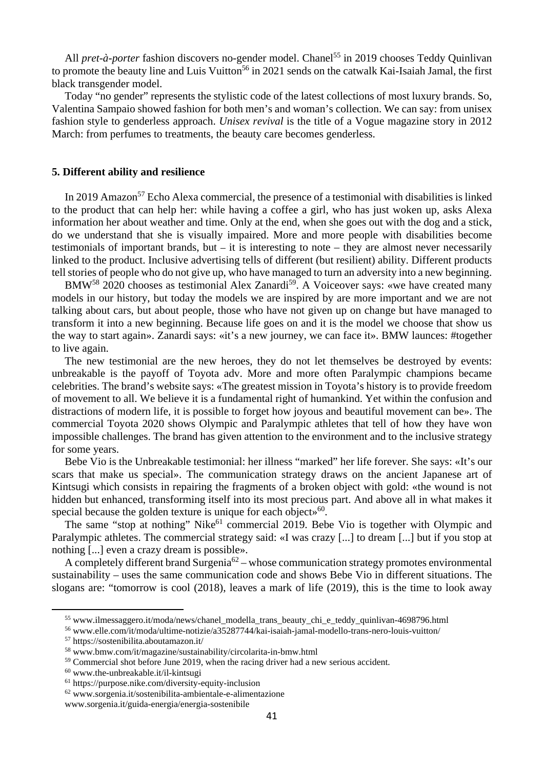All *pret-à-porter* fashion discovers no-gender model. Chanel[55] in 2019 chooses Teddy Quinlivan to promote the beauty line and Luis Vuitton[56] in 2021 sends on the catwalk Kai-Isaiah Jamal, the first black transgender model.

Today "no gender" represents the stylistic code of the latest collections of most luxury brands. So, Valentina Sampaio showed fashion for both men's and woman's collection. We can say: from unisex fashion style to genderless approach. *Unisex revival* is the title of a Vogue magazine story in 2012 March: from perfumes to treatments, the beauty care becomes genderless.

## 5. Different ability and resilience

In 2019 Amazon[57] Echo Alexa commercial, the presence of a testimonial with disabilities is linked to the product that can help her: while having a coffee a girl, who has just woken up, asks Alexa information her about weather and time. Only at the end, when she goes out with the dog and a stick, do we understand that she is visually impaired. More and more people with disabilities become testimonials of important brands, but – it is interesting to note – they are almost never necessarily linked to the product. Inclusive advertising tells of different (but resilient) ability. Different products tell stories of people who do not give up, who have managed to turn an adversity into a new beginning.

BMW[58] 2020 chooses as testimonial Alex Zanardi[59]. A Voiceover says: «we have created many models in our history, but today the models we are inspired by are more important and we are not talking about cars, but about people, those who have not given up on change but have managed to transform it into a new beginning. Because life goes on and it is the model we choose that show us the way to start again». Zanardi says: «it's a new journey, we can face it». BMW launces: #together to live again.

The new testimonial are the new heroes, they do not let themselves be destroyed by events: unbreakable is the payoff of Toyota adv. More and more often Paralympic champions became celebrities. The brand's website says: «The greatest mission in Toyota's history is to provide freedom of movement to all. We believe it is a fundamental right of humankind. Yet within the confusion and distractions of modern life, it is possible to forget how joyous and beautiful movement can be». The commercial Toyota 2020 shows Olympic and Paralympic athletes that tell of how they have won impossible challenges. The brand has given attention to the environment and to the inclusive strategy for some years.

Bebe Vio is the Unbreakable testimonial: her illness "marked" her life forever. She says: «It's our scars that make us special». The communication strategy draws on the ancient Japanese art of Kintsugi which consists in repairing the fragments of a broken object with gold: «the wound is not hidden but enhanced, transforming itself into its most precious part. And above all in what makes it special because the golden texture is unique for each object»[60].

The same "stop at nothing" Nike[61] commercial 2019. Bebe Vio is together with Olympic and Paralympic athletes. The commercial strategy said: «I was crazy [...] to dream [...] but if you stop at nothing [...] even a crazy dream is possible».

A completely different brand Surgenia[62] – whose communication strategy promotes environmental sustainability – uses the same communication code and shows Bebe Vio in different situations. The slogans are: "tomorrow is cool (2018), leaves a mark of life (2019), this is the time to look away

---

[55] www.ilmessaggero.it/moda/news/chanel_modella_trans_beauty_chi_e_teddy_quinlivan-4698796.html

[56] www.elle.com/it/moda/ultime-notizie/a35287744/kai-isaiah-jamal-modello-trans-nero-louis-vuitton/

[57] https://sostenibilita.aboutamazon.it/

[58] www.bmw.com/it/magazine/sustainability/circolarita-in-bmw.html

[59] Commercial shot before June 2019, when the racing driver had a new serious accident.

[60] www.the-unbreakable.it/il-kintsugi

[61] https://purpose.nike.com/diversity-equity-inclusion

[62] www.sorgenia.it/sostenibilita-ambientale-e-alimentazione
www.sorgenia.it/guida-energia/energia-sostenibile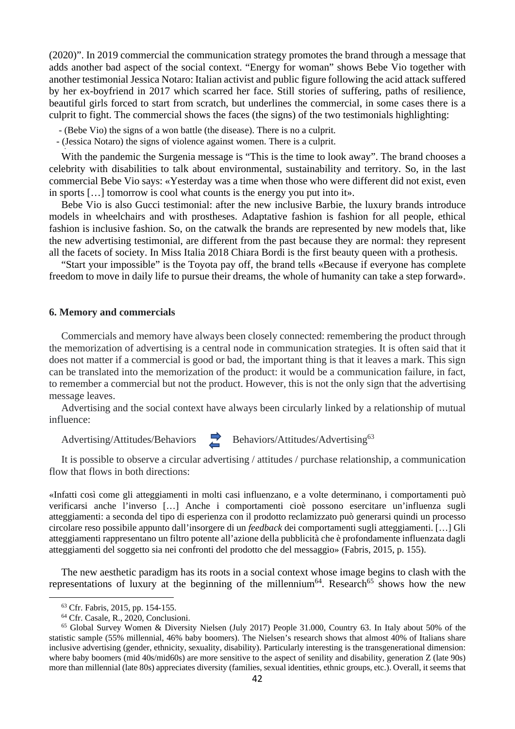(2020)". In 2019 commercial the communication strategy promotes the brand through a message that adds another bad aspect of the social context. "Energy for woman" shows Bebe Vio together with another testimonial Jessica Notaro: Italian activist and public figure following the acid attack suffered by her ex-boyfriend in 2017 which scarred her face. Still stories of suffering, paths of resilience, beautiful girls forced to start from scratch, but underlines the commercial, in some cases there is a culprit to fight. The commercial shows the faces (the signs) of the two testimonials highlighting:

- (Bebe Vio) the signs of a won battle (the disease). There is no a culprit.
- (Jessica Notaro) the signs of violence against women. There is a culprit.

With the pandemic the Surgenia message is "This is the time to look away". The brand chooses a celebrity with disabilities to talk about environmental, sustainability and territory. So, in the last commercial Bebe Vio says: «Yesterday was a time when those who were different did not exist, even in sports […] tomorrow is cool what counts is the energy you put into it».

Bebe Vio is also Gucci testimonial: after the new inclusive Barbie, the luxury brands introduce models in wheelchairs and with prostheses. Adaptative fashion is fashion for all people, ethical fashion is inclusive fashion. So, on the catwalk the brands are represented by new models that, like the new advertising testimonial, are different from the past because they are normal: they represent all the facets of society. In Miss Italia 2018 Chiara Bordi is the first beauty queen with a prothesis.

"Start your impossible" is the Toyota pay off, the brand tells «Because if everyone has complete freedom to move in daily life to pursue their dreams, the whole of humanity can take a step forward».

## 6. Memory and commercials

Commercials and memory have always been closely connected: remembering the product through the memorization of advertising is a central node in communication strategies. It is often said that it does not matter if a commercial is good or bad, the important thing is that it leaves a mark. This sign can be translated into the memorization of the product: it would be a communication failure, in fact, to remember a commercial but not the product. However, this is not the only sign that the advertising message leaves.

Advertising and the social context have always been circularly linked by a relationship of mutual influence:

Advertising/Attitudes/Behaviors ⇄ Behaviors/Attitudes/Advertising[63]

It is possible to observe a circular advertising / attitudes / purchase relationship, a communication flow that flows in both directions:

«Infatti così come gli atteggiamenti in molti casi influenzano, e a volte determinano, i comportamenti può verificarsi anche l'inverso […] Anche i comportamenti cioè possono esercitare un'influenza sugli atteggiamenti: a seconda del tipo di esperienza con il prodotto reclamizzato può generarsi quindi un processo circolare reso possibile appunto dall'insorgere di un *feedback* dei comportamenti sugli atteggiamenti. […] Gli atteggiamenti rappresentano un filtro potente all'azione della pubblicità che è profondamente influenzata dagli atteggiamenti del soggetto sia nei confronti del prodotto che del messaggio» (Fabris, 2015, p. 155).

The new aesthetic paradigm has its roots in a social context whose image begins to clash with the representations of luxury at the beginning of the millennium[64]. Research[65] shows how the new

---

[63] Cfr. Fabris, 2015, pp. 154-155.

[64] Cfr. Casale, R., 2020, Conclusioni.

[65] Global Survey Women & Diversity Nielsen (July 2017) People 31.000, Country 63. In Italy about 50% of the statistic sample (55% millennial, 46% baby boomers). The Nielsen's research shows that almost 40% of Italians share inclusive advertising (gender, ethnicity, sexuality, disability). Particularly interesting is the transgenerational dimension: where baby boomers (mid 40s/mid60s) are more sensitive to the aspect of senility and disability, generation Z (late 90s) more than millennial (late 80s) appreciates diversity (families, sexual identities, ethnic groups, etc.). Overall, it seems that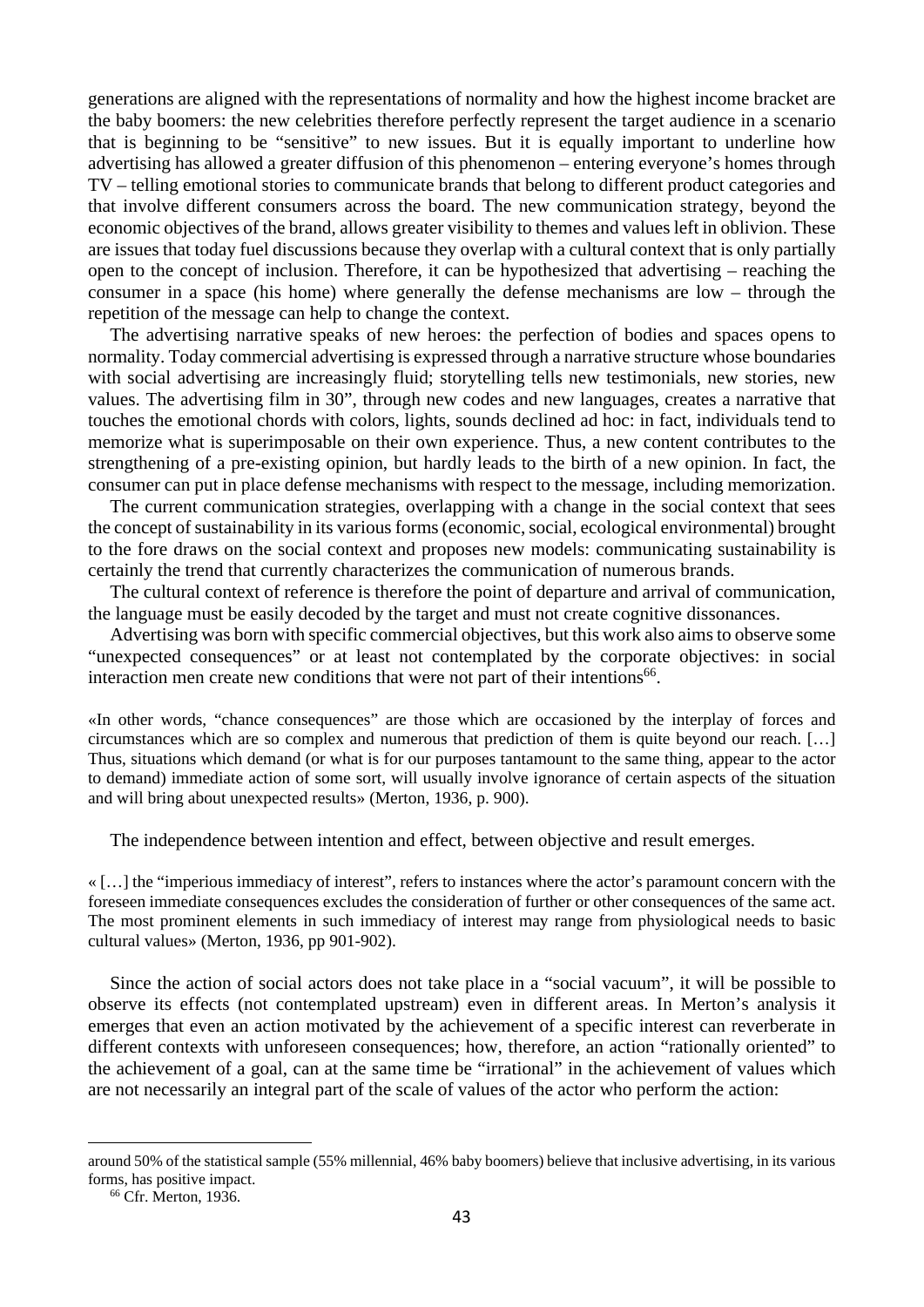generations are aligned with the representations of normality and how the highest income bracket are the baby boomers: the new celebrities therefore perfectly represent the target audience in a scenario that is beginning to be "sensitive" to new issues. But it is equally important to underline how advertising has allowed a greater diffusion of this phenomenon – entering everyone's homes through TV – telling emotional stories to communicate brands that belong to different product categories and that involve different consumers across the board. The new communication strategy, beyond the economic objectives of the brand, allows greater visibility to themes and values left in oblivion. These are issues that today fuel discussions because they overlap with a cultural context that is only partially open to the concept of inclusion. Therefore, it can be hypothesized that advertising – reaching the consumer in a space (his home) where generally the defense mechanisms are low – through the repetition of the message can help to change the context.

The advertising narrative speaks of new heroes: the perfection of bodies and spaces opens to normality. Today commercial advertising is expressed through a narrative structure whose boundaries with social advertising are increasingly fluid; storytelling tells new testimonials, new stories, new values. The advertising film in 30", through new codes and new languages, creates a narrative that touches the emotional chords with colors, lights, sounds declined ad hoc: in fact, individuals tend to memorize what is superimposable on their own experience. Thus, a new content contributes to the strengthening of a pre-existing opinion, but hardly leads to the birth of a new opinion. In fact, the consumer can put in place defense mechanisms with respect to the message, including memorization.

The current communication strategies, overlapping with a change in the social context that sees the concept of sustainability in its various forms (economic, social, ecological environmental) brought to the fore draws on the social context and proposes new models: communicating sustainability is certainly the trend that currently characterizes the communication of numerous brands.

The cultural context of reference is therefore the point of departure and arrival of communication, the language must be easily decoded by the target and must not create cognitive dissonances.

Advertising was born with specific commercial objectives, but this work also aims to observe some "unexpected consequences" or at least not contemplated by the corporate objectives: in social interaction men create new conditions that were not part of their intentions[66].

«In other words, "chance consequences" are those which are occasioned by the interplay of forces and circumstances which are so complex and numerous that prediction of them is quite beyond our reach. […] Thus, situations which demand (or what is for our purposes tantamount to the same thing, appear to the actor to demand) immediate action of some sort, will usually involve ignorance of certain aspects of the situation and will bring about unexpected results» (Merton, 1936, p. 900).

The independence between intention and effect, between objective and result emerges.

« […] the "imperious immediacy of interest", refers to instances where the actor's paramount concern with the foreseen immediate consequences excludes the consideration of further or other consequences of the same act. The most prominent elements in such immediacy of interest may range from physiological needs to basic cultural values» (Merton, 1936, pp 901-902).

Since the action of social actors does not take place in a "social vacuum", it will be possible to observe its effects (not contemplated upstream) even in different areas. In Merton's analysis it emerges that even an action motivated by the achievement of a specific interest can reverberate in different contexts with unforeseen consequences; how, therefore, an action "rationally oriented" to the achievement of a goal, can at the same time be "irrational" in the achievement of values which are not necessarily an integral part of the scale of values of the actor who perform the action:

---

around 50% of the statistical sample (55% millennial, 46% baby boomers) believe that inclusive advertising, in its various forms, has positive impact.

[66] Cfr. Merton, 1936.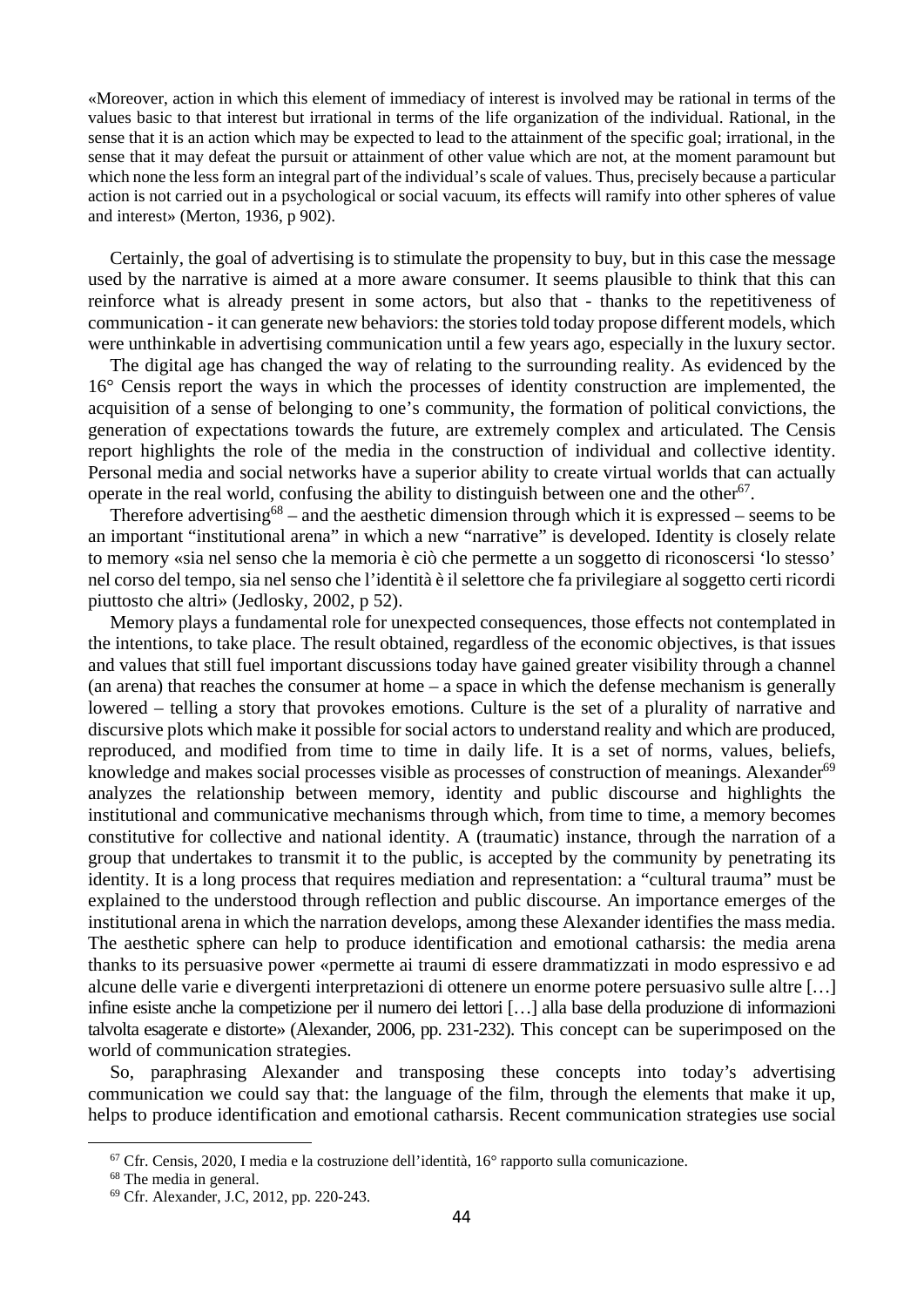«Moreover, action in which this element of immediacy of interest is involved may be rational in terms of the values basic to that interest but irrational in terms of the life organization of the individual. Rational, in the sense that it is an action which may be expected to lead to the attainment of the specific goal; irrational, in the sense that it may defeat the pursuit or attainment of other value which are not, at the moment paramount but which none the less form an integral part of the individual's scale of values. Thus, precisely because a particular action is not carried out in a psychological or social vacuum, its effects will ramify into other spheres of value and interest» (Merton, 1936, p 902).

Certainly, the goal of advertising is to stimulate the propensity to buy, but in this case the message used by the narrative is aimed at a more aware consumer. It seems plausible to think that this can reinforce what is already present in some actors, but also that - thanks to the repetitiveness of communication - it can generate new behaviors: the stories told today propose different models, which were unthinkable in advertising communication until a few years ago, especially in the luxury sector.

The digital age has changed the way of relating to the surrounding reality. As evidenced by the 16° Censis report the ways in which the processes of identity construction are implemented, the acquisition of a sense of belonging to one's community, the formation of political convictions, the generation of expectations towards the future, are extremely complex and articulated. The Censis report highlights the role of the media in the construction of individual and collective identity. Personal media and social networks have a superior ability to create virtual worlds that can actually operate in the real world, confusing the ability to distinguish between one and the other[67].

Therefore advertising[68] – and the aesthetic dimension through which it is expressed – seems to be an important "institutional arena" in which a new "narrative" is developed. Identity is closely relate to memory «sia nel senso che la memoria è ciò che permette a un soggetto di riconoscersi 'lo stesso' nel corso del tempo, sia nel senso che l'identità è il selettore che fa privilegiare al soggetto certi ricordi piuttosto che altri» (Jedlosky, 2002, p 52).

Memory plays a fundamental role for unexpected consequences, those effects not contemplated in the intentions, to take place. The result obtained, regardless of the economic objectives, is that issues and values that still fuel important discussions today have gained greater visibility through a channel (an arena) that reaches the consumer at home – a space in which the defense mechanism is generally lowered – telling a story that provokes emotions. Culture is the set of a plurality of narrative and discursive plots which make it possible for social actors to understand reality and which are produced, reproduced, and modified from time to time in daily life. It is a set of norms, values, beliefs, knowledge and makes social processes visible as processes of construction of meanings. Alexander[69] analyzes the relationship between memory, identity and public discourse and highlights the institutional and communicative mechanisms through which, from time to time, a memory becomes constitutive for collective and national identity. A (traumatic) instance, through the narration of a group that undertakes to transmit it to the public, is accepted by the community by penetrating its identity. It is a long process that requires mediation and representation: a "cultural trauma" must be explained to the understood through reflection and public discourse. An importance emerges of the institutional arena in which the narration develops, among these Alexander identifies the mass media. The aesthetic sphere can help to produce identification and emotional catharsis: the media arena thanks to its persuasive power «permette ai traumi di essere drammatizzati in modo espressivo e ad alcune delle varie e divergenti interpretazioni di ottenere un enorme potere persuasivo sulle altre […] infine esiste anche la competizione per il numero dei lettori […] alla base della produzione di informazioni talvolta esagerate e distorte» (Alexander, 2006, pp. 231-232). This concept can be superimposed on the world of communication strategies.

So, paraphrasing Alexander and transposing these concepts into today's advertising communication we could say that: the language of the film, through the elements that make it up, helps to produce identification and emotional catharsis. Recent communication strategies use social

---

[67] Cfr. Censis, 2020, I media e la costruzione dell'identità, 16° rapporto sulla comunicazione.

[68] The media in general.

[69] Cfr. Alexander, J.C, 2012, pp. 220-243.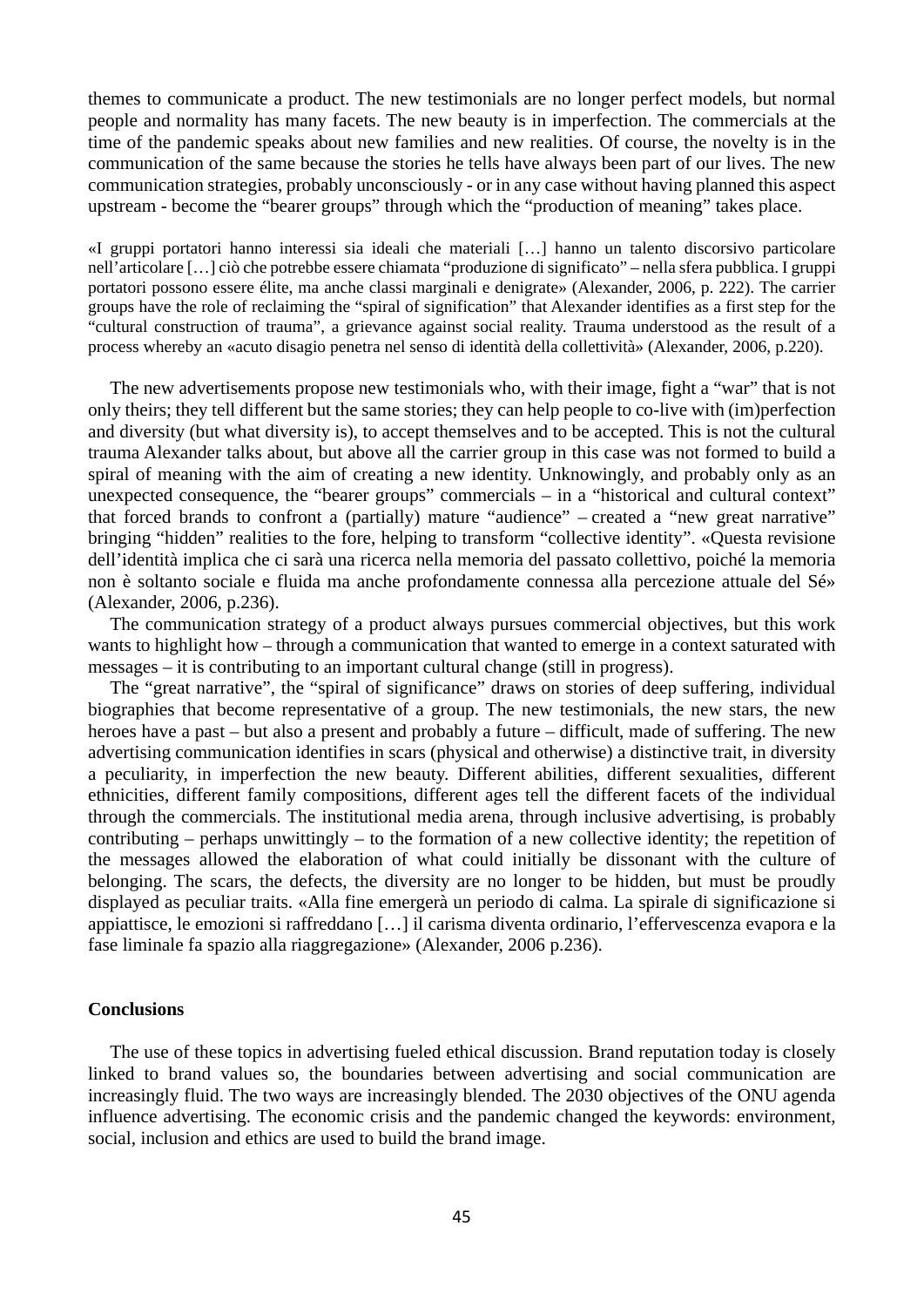themes to communicate a product. The new testimonials are no longer perfect models, but normal people and normality has many facets. The new beauty is in imperfection. The commercials at the time of the pandemic speaks about new families and new realities. Of course, the novelty is in the communication of the same because the stories he tells have always been part of our lives. The new communication strategies, probably unconsciously - or in any case without having planned this aspect upstream - become the "bearer groups" through which the "production of meaning" takes place.

«I gruppi portatori hanno interessi sia ideali che materiali […] hanno un talento discorsivo particolare nell'articolare […] ciò che potrebbe essere chiamata "produzione di significato" – nella sfera pubblica. I gruppi portatori possono essere élite, ma anche classi marginali e denigrate» (Alexander, 2006, p. 222). The carrier groups have the role of reclaiming the "spiral of signification" that Alexander identifies as a first step for the "cultural construction of trauma", a grievance against social reality. Trauma understood as the result of a process whereby an «acuto disagio penetra nel senso di identità della collettività» (Alexander, 2006, p.220).

The new advertisements propose new testimonials who, with their image, fight a "war" that is not only theirs; they tell different but the same stories; they can help people to co-live with (im)perfection and diversity (but what diversity is), to accept themselves and to be accepted. This is not the cultural trauma Alexander talks about, but above all the carrier group in this case was not formed to build a spiral of meaning with the aim of creating a new identity. Unknowingly, and probably only as an unexpected consequence, the "bearer groups" commercials – in a "historical and cultural context" that forced brands to confront a (partially) mature "audience" – created a "new great narrative" bringing "hidden" realities to the fore, helping to transform "collective identity". «Questa revisione dell'identità implica che ci sarà una ricerca nella memoria del passato collettivo, poiché la memoria non è soltanto sociale e fluida ma anche profondamente connessa alla percezione attuale del Sé» (Alexander, 2006, p.236).

The communication strategy of a product always pursues commercial objectives, but this work wants to highlight how – through a communication that wanted to emerge in a context saturated with messages – it is contributing to an important cultural change (still in progress).

The "great narrative", the "spiral of significance" draws on stories of deep suffering, individual biographies that become representative of a group. The new testimonials, the new stars, the new heroes have a past – but also a present and probably a future – difficult, made of suffering. The new advertising communication identifies in scars (physical and otherwise) a distinctive trait, in diversity a peculiarity, in imperfection the new beauty. Different abilities, different sexualities, different ethnicities, different family compositions, different ages tell the different facets of the individual through the commercials. The institutional media arena, through inclusive advertising, is probably contributing – perhaps unwittingly – to the formation of a new collective identity; the repetition of the messages allowed the elaboration of what could initially be dissonant with the culture of belonging. The scars, the defects, the diversity are no longer to be hidden, but must be proudly displayed as peculiar traits. «Alla fine emergerà un periodo di calma. La spirale di significazione si appiattisce, le emozioni si raffreddano […] il carisma diventa ordinario, l'effervescenza evapora e la fase liminale fa spazio alla riaggregazione» (Alexander, 2006 p.236).

## Conclusions

The use of these topics in advertising fueled ethical discussion. Brand reputation today is closely linked to brand values so, the boundaries between advertising and social communication are increasingly fluid. The two ways are increasingly blended. The 2030 objectives of the ONU agenda influence advertising. The economic crisis and the pandemic changed the keywords: environment, social, inclusion and ethics are used to build the brand image.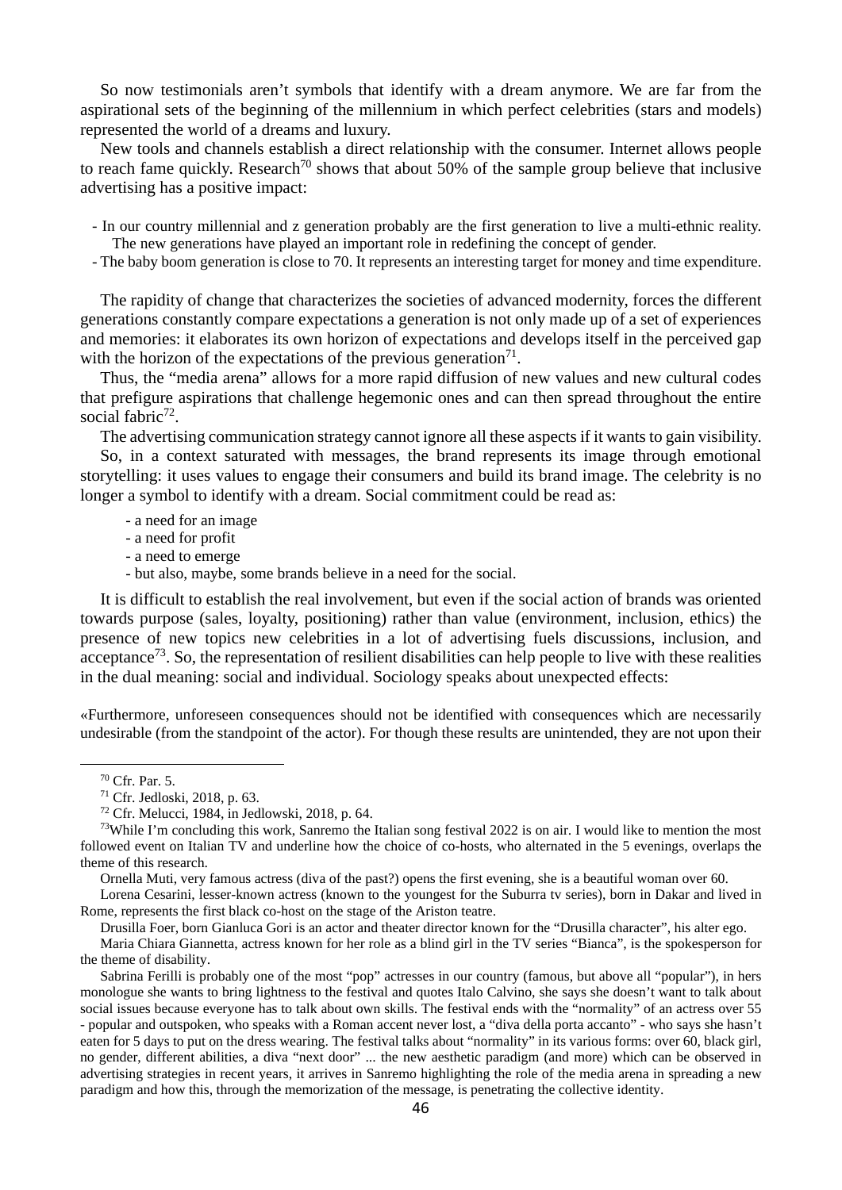So now testimonials aren't symbols that identify with a dream anymore. We are far from the aspirational sets of the beginning of the millennium in which perfect celebrities (stars and models) represented the world of a dreams and luxury.

New tools and channels establish a direct relationship with the consumer. Internet allows people to reach fame quickly. Research[70] shows that about 50% of the sample group believe that inclusive advertising has a positive impact:

- In our country millennial and z generation probably are the first generation to live a multi-ethnic reality. The new generations have played an important role in redefining the concept of gender.
- The baby boom generation is close to 70. It represents an interesting target for money and time expenditure.

The rapidity of change that characterizes the societies of advanced modernity, forces the different generations constantly compare expectations a generation is not only made up of a set of experiences and memories: it elaborates its own horizon of expectations and develops itself in the perceived gap with the horizon of the expectations of the previous generation[71].

Thus, the "media arena" allows for a more rapid diffusion of new values and new cultural codes that prefigure aspirations that challenge hegemonic ones and can then spread throughout the entire social fabric[72].

The advertising communication strategy cannot ignore all these aspects if it wants to gain visibility.

So, in a context saturated with messages, the brand represents its image through emotional storytelling: it uses values to engage their consumers and build its brand image. The celebrity is no longer a symbol to identify with a dream. Social commitment could be read as:

- a need for an image
- a need for profit
- a need to emerge
- but also, maybe, some brands believe in a need for the social.

It is difficult to establish the real involvement, but even if the social action of brands was oriented towards purpose (sales, loyalty, positioning) rather than value (environment, inclusion, ethics) the presence of new topics new celebrities in a lot of advertising fuels discussions, inclusion, and acceptance[73]. So, the representation of resilient disabilities can help people to live with these realities in the dual meaning: social and individual. Sociology speaks about unexpected effects:

«Furthermore, unforeseen consequences should not be identified with consequences which are necessarily undesirable (from the standpoint of the actor). For though these results are unintended, they are not upon their

---

[70] Cfr. Par. 5.

[71] Cfr. Jedloski, 2018, p. 63.

[72] Cfr. Melucci, 1984, in Jedlowski, 2018, p. 64.

[73] While I'm concluding this work, Sanremo the Italian song festival 2022 is on air. I would like to mention the most followed event on Italian TV and underline how the choice of co-hosts, who alternated in the 5 evenings, overlaps the theme of this research.

Ornella Muti, very famous actress (diva of the past?) opens the first evening, she is a beautiful woman over 60.

Lorena Cesarini, lesser-known actress (known to the youngest for the Suburra tv series), born in Dakar and lived in Rome, represents the first black co-host on the stage of the Ariston teatre.

Drusilla Foer, born Gianluca Gori is an actor and theater director known for the "Drusilla character", his alter ego.

Maria Chiara Giannetta, actress known for her role as a blind girl in the TV series "Bianca", is the spokesperson for the theme of disability.

Sabrina Ferilli is probably one of the most "pop" actresses in our country (famous, but above all "popular"), in hers monologue she wants to bring lightness to the festival and quotes Italo Calvino, she says she doesn't want to talk about social issues because everyone has to talk about own skills. The festival ends with the "normality" of an actress over 55 - popular and outspoken, who speaks with a Roman accent never lost, a "diva della porta accanto" - who says she hasn't eaten for 5 days to put on the dress wearing. The festival talks about "normality" in its various forms: over 60, black girl, no gender, different abilities, a diva "next door" ... the new aesthetic paradigm (and more) which can be observed in advertising strategies in recent years, it arrives in Sanremo highlighting the role of the media arena in spreading a new paradigm and how this, through the memorization of the message, is penetrating the collective identity.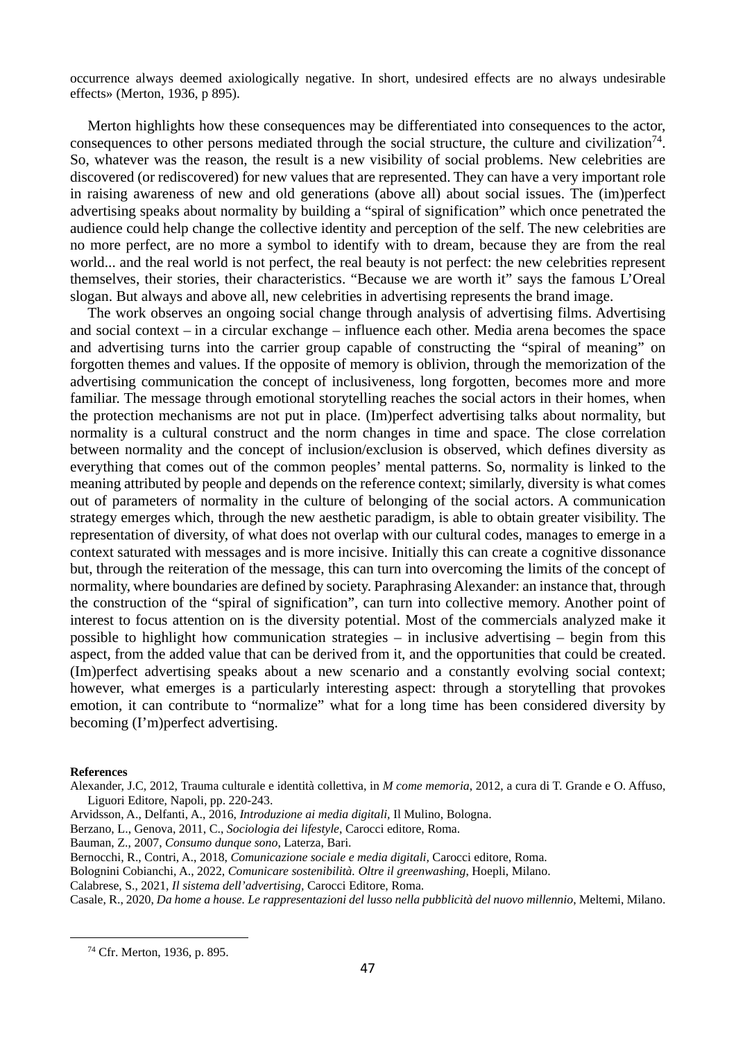occurrence always deemed axiologically negative. In short, undesired effects are no always undesirable effects» (Merton, 1936, p 895).

Merton highlights how these consequences may be differentiated into consequences to the actor, consequences to other persons mediated through the social structure, the culture and civilization[74]. So, whatever was the reason, the result is a new visibility of social problems. New celebrities are discovered (or rediscovered) for new values that are represented. They can have a very important role in raising awareness of new and old generations (above all) about social issues. The (im)perfect advertising speaks about normality by building a "spiral of signification" which once penetrated the audience could help change the collective identity and perception of the self. The new celebrities are no more perfect, are no more a symbol to identify with to dream, because they are from the real world... and the real world is not perfect, the real beauty is not perfect: the new celebrities represent themselves, their stories, their characteristics. "Because we are worth it" says the famous L'Oreal slogan. But always and above all, new celebrities in advertising represents the brand image.

The work observes an ongoing social change through analysis of advertising films. Advertising and social context – in a circular exchange – influence each other. Media arena becomes the space and advertising turns into the carrier group capable of constructing the "spiral of meaning" on forgotten themes and values. If the opposite of memory is oblivion, through the memorization of the advertising communication the concept of inclusiveness, long forgotten, becomes more and more familiar. The message through emotional storytelling reaches the social actors in their homes, when the protection mechanisms are not put in place. (Im)perfect advertising talks about normality, but normality is a cultural construct and the norm changes in time and space. The close correlation between normality and the concept of inclusion/exclusion is observed, which defines diversity as everything that comes out of the common peoples' mental patterns. So, normality is linked to the meaning attributed by people and depends on the reference context; similarly, diversity is what comes out of parameters of normality in the culture of belonging of the social actors. A communication strategy emerges which, through the new aesthetic paradigm, is able to obtain greater visibility. The representation of diversity, of what does not overlap with our cultural codes, manages to emerge in a context saturated with messages and is more incisive. Initially this can create a cognitive dissonance but, through the reiteration of the message, this can turn into overcoming the limits of the concept of normality, where boundaries are defined by society. Paraphrasing Alexander: an instance that, through the construction of the "spiral of signification", can turn into collective memory. Another point of interest to focus attention on is the diversity potential. Most of the commercials analyzed make it possible to highlight how communication strategies – in inclusive advertising – begin from this aspect, from the added value that can be derived from it, and the opportunities that could be created. (Im)perfect advertising speaks about a new scenario and a constantly evolving social context; however, what emerges is a particularly interesting aspect: through a storytelling that provokes emotion, it can contribute to "normalize" what for a long time has been considered diversity by becoming (I'm)perfect advertising.

**References**

Alexander, J.C, 2012, Trauma culturale e identità collettiva, in *M come memoria*, 2012, a cura di T. Grande e O. Affuso, Liguori Editore, Napoli, pp. 220-243.

Arvidsson, A., Delfanti, A., 2016, *Introduzione ai media digitali*, Il Mulino, Bologna.

Berzano, L., Genova, 2011, C., *Sociologia dei lifestyle*, Carocci editore, Roma.

Bauman, Z., 2007, *Consumo dunque sono*, Laterza, Bari.

Bernocchi, R., Contri, A., 2018, *Comunicazione sociale e media digitali*, Carocci editore, Roma.

Bolognini Cobianchi, A., 2022, *Comunicare sostenibilità. Oltre il greenwashing*, Hoepli, Milano.

Calabrese, S., 2021, *Il sistema dell'advertising*, Carocci Editore, Roma.

Casale, R., 2020, *Da home a house. Le rappresentazioni del lusso nella pubblicità del nuovo millennio*, Meltemi, Milano.

[74] Cfr. Merton, 1936, p. 895.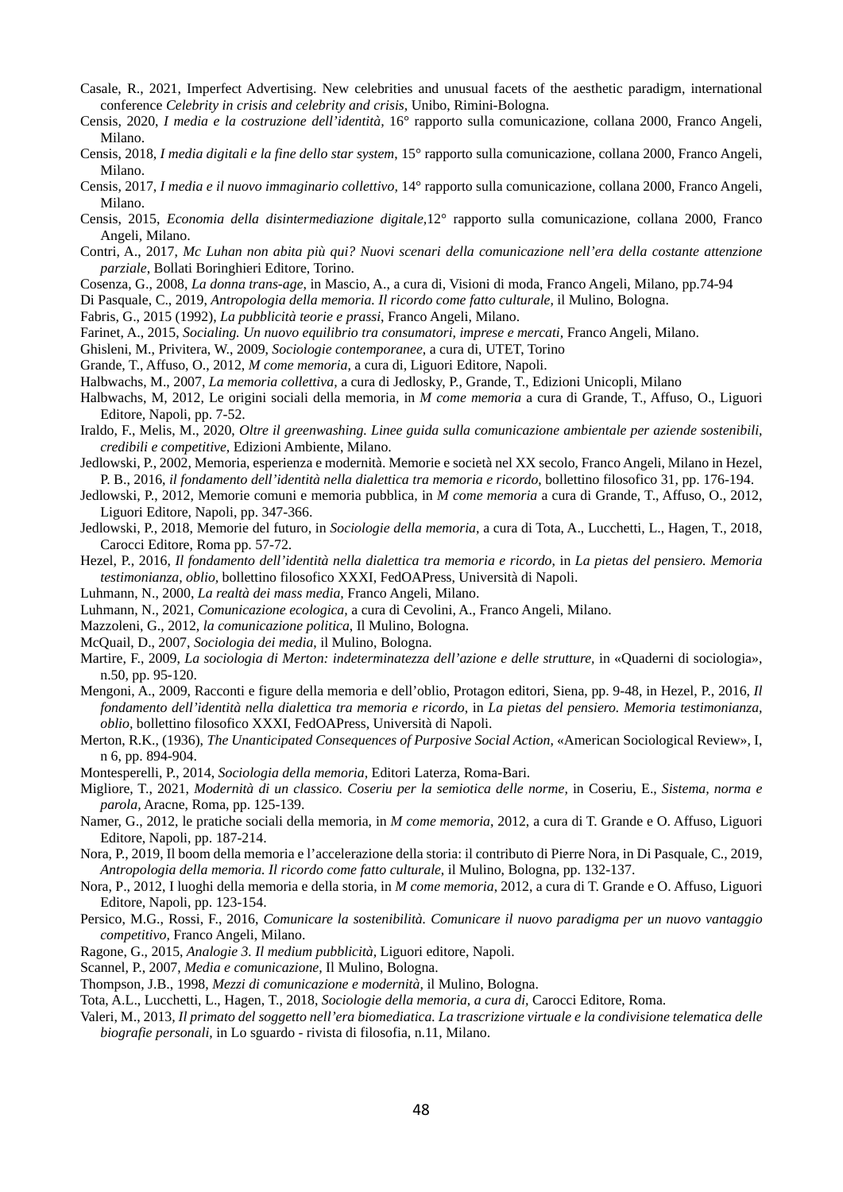Casale, R., 2021, Imperfect Advertising. New celebrities and unusual facets of the aesthetic paradigm, international conference *Celebrity in crisis and celebrity and crisis*, Unibo, Rimini-Bologna.

Censis, 2020, *I media e la costruzione dell'identità,* 16° rapporto sulla comunicazione, collana 2000, Franco Angeli, Milano.

Censis, 2018, *I media digitali e la fine dello star system*, 15° rapporto sulla comunicazione, collana 2000, Franco Angeli, Milano.

Censis, 2017, *I media e il nuovo immaginario collettivo,* 14° rapporto sulla comunicazione, collana 2000, Franco Angeli, Milano.

Censis, 2015, *Economia della disintermediazione digitale,*12° rapporto sulla comunicazione, collana 2000, Franco Angeli, Milano.

Contri, A., 2017, *Mc Luhan non abita più qui? Nuovi scenari della comunicazione nell'era della costante attenzione parziale*, Bollati Boringhieri Editore, Torino.

Cosenza, G., 2008, *La donna trans-age*, in Mascio, A., a cura di, Visioni di moda, Franco Angeli, Milano, pp.74-94

Di Pasquale, C., 2019, *Antropologia della memoria. Il ricordo come fatto culturale,* il Mulino, Bologna.

Fabris, G., 2015 (1992), *La pubblicità teorie e prassi*, Franco Angeli, Milano.

Farinet, A., 2015, *Socialing. Un nuovo equilibrio tra consumatori, imprese e mercati,* Franco Angeli, Milano.

Ghisleni, M., Privitera, W., 2009, *Sociologie contemporanee*, a cura di, UTET, Torino

Grande, T., Affuso, O., 2012, *M come memoria,* a cura di, Liguori Editore, Napoli.

Halbwachs, M., 2007, *La memoria collettiva,* a cura di Jedlosky, P., Grande, T., Edizioni Unicopli, Milano

Halbwachs, M, 2012, Le origini sociali della memoria, in *M come memoria* a cura di Grande, T., Affuso, O., Liguori Editore, Napoli, pp. 7-52.

Iraldo, F., Melis, M., 2020, *Oltre il greenwashing. Linee guida sulla comunicazione ambientale per aziende sostenibili, credibili e competitive,* Edizioni Ambiente, Milano.

Jedlowski, P., 2002, Memoria, esperienza e modernità. Memorie e società nel XX secolo, Franco Angeli, Milano in Hezel, P. B., 2016, *il fondamento dell'identità nella dialettica tra memoria e ricordo*, bollettino filosofico 31, pp. 176-194.

Jedlowski, P., 2012, Memorie comuni e memoria pubblica, in *M come memoria* a cura di Grande, T., Affuso, O., 2012, Liguori Editore, Napoli, pp. 347-366.

Jedlowski, P., 2018, Memorie del futuro, in *Sociologie della memoria*, a cura di Tota, A., Lucchetti, L., Hagen, T., 2018, Carocci Editore, Roma pp. 57-72.

Hezel, P., 2016, *Il fondamento dell'identità nella dialettica tra memoria e ricordo,* in *La pietas del pensiero. Memoria testimonianza, oblio,* bollettino filosofico XXXI, FedOAPress, Università di Napoli.

Luhmann, N., 2000, *La realtà dei mass media,* Franco Angeli, Milano.

Luhmann, N., 2021, *Comunicazione ecologica*, a cura di Cevolini, A., Franco Angeli, Milano.

Mazzoleni, G., 2012, *la comunicazione politica*, Il Mulino, Bologna.

McQuail, D., 2007, *Sociologia dei media*, il Mulino, Bologna.

Martire, F., 2009, *La sociologia di Merton: indeterminatezza dell'azione e delle strutture,* in «Quaderni di sociologia», n.50, pp. 95-120.

Mengoni, A., 2009, Racconti e figure della memoria e dell'oblio, Protagon editori, Siena, pp. 9-48, in Hezel, P., 2016, *Il fondamento dell'identità nella dialettica tra memoria e ricordo,* in *La pietas del pensiero. Memoria testimonianza, oblio,* bollettino filosofico XXXI, FedOAPress, Università di Napoli.

Merton, R.K., (1936), *The Unanticipated Consequences of Purposive Social Action*, «American Sociological Review», I, n 6, pp. 894-904.

Montesperelli, P., 2014, *Sociologia della memoria*, Editori Laterza, Roma-Bari.

Migliore, T., 2021, *Modernità di un classico. Coseriu per la semiotica delle norme,* in Coseriu, E., *Sistema, norma e parola*, Aracne, Roma, pp. 125-139.

Namer, G., 2012, le pratiche sociali della memoria, in *M come memoria*, 2012, a cura di T. Grande e O. Affuso, Liguori Editore, Napoli, pp. 187-214.

Nora, P., 2019, Il boom della memoria e l'accelerazione della storia: il contributo di Pierre Nora, in Di Pasquale, C., 2019, *Antropologia della memoria. Il ricordo come fatto culturale*, il Mulino, Bologna, pp. 132-137.

Nora, P., 2012, I luoghi della memoria e della storia, in *M come memoria*, 2012, a cura di T. Grande e O. Affuso, Liguori Editore, Napoli, pp. 123-154.

Persico, M.G., Rossi, F., 2016, *Comunicare la sostenibilità. Comunicare il nuovo paradigma per un nuovo vantaggio competitivo,* Franco Angeli, Milano.

Ragone, G., 2015, *Analogie 3. Il medium pubblicità,* Liguori editore, Napoli.

Scannel, P., 2007, *Media e comunicazione,* Il Mulino, Bologna.

Thompson, J.B., 1998, *Mezzi di comunicazione e modernità*, il Mulino, Bologna.

Tota, A.L., Lucchetti, L., Hagen, T., 2018, *Sociologie della memoria, a cura di*, Carocci Editore, Roma.

Valeri, M., 2013, *Il primato del soggetto nell'era biomediatica. La trascrizione virtuale e la condivisione telematica delle biografie personali,* in Lo sguardo - rivista di filosofia, n.11, Milano.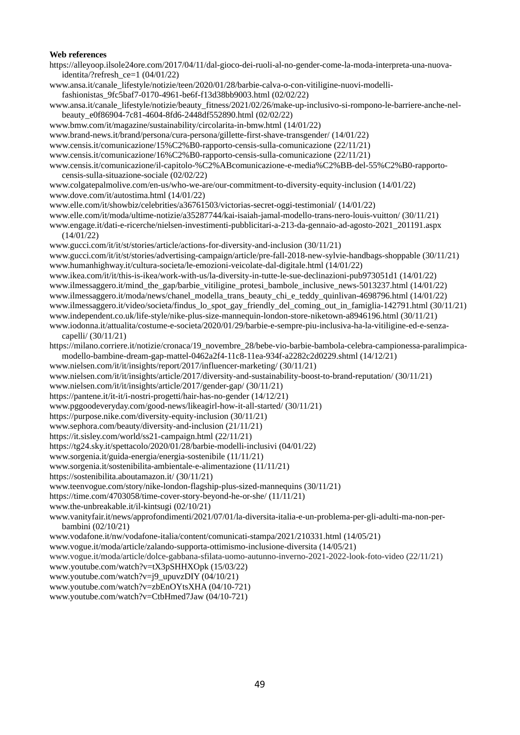**Web references**

https://alleyoop.ilsole24ore.com/2017/04/11/dal-gioco-dei-ruoli-al-no-gender-come-la-moda-interpreta-una-nuova-identita/?refresh_ce=1 (04/01/22)

www.ansa.it/canale_lifestyle/notizie/teen/2020/01/28/barbie-calva-o-con-vitiligine-nuovi-modelli-fashionistas_9fc5baf7-0170-4961-be6f-f13d38bb9003.html (02/02/22)

www.ansa.it/canale_lifestyle/notizie/beauty_fitness/2021/02/26/make-up-inclusivo-si-rompono-le-barriere-anche-nel-beauty_e0f86904-7c81-4604-8fd6-2448df552890.html (02/02/22)

www.bmw.com/it/magazine/sustainability/circolarita-in-bmw.html (14/01/22)

www.brand-news.it/brand/persona/cura-persona/gillette-first-shave-transgender/ (14/01/22)

www.censis.it/comunicazione/15%C2%B0-rapporto-censis-sulla-comunicazione (22/11/21)

www.censis.it/comunicazione/16%C2%B0-rapporto-censis-sulla-comunicazione (22/11/21)

www.censis.it/comunicazione/il-capitolo-%C2%ABcomunicazione-e-media%C2%BB-del-55%C2%B0-rapporto-censis-sulla-situazione-sociale (02/02/22)

www.colgatepalmolive.com/en-us/who-we-are/our-commitment-to-diversity-equity-inclusion (14/01/22)

www.dove.com/it/autostima.html (14/01/22)

www.elle.com/it/showbiz/celebrities/a36761503/victorias-secret-oggi-testimonial/ (14/01/22)

www.elle.com/it/moda/ultime-notizie/a35287744/kai-isaiah-jamal-modello-trans-nero-louis-vuitton/ (30/11/21)

www.engage.it/dati-e-ricerche/nielsen-investimenti-pubblicitari-a-213-da-gennaio-ad-agosto-2021_201191.aspx (14/01/22)

www.gucci.com/it/it/st/stories/article/actions-for-diversity-and-inclusion (30/11/21)

www.gucci.com/it/it/st/stories/advertising-campaign/article/pre-fall-2018-new-sylvie-handbags-shoppable (30/11/21)

www.humanhighway.it/cultura-societa/le-emozioni-veicolate-dal-digitale.html (14/01/22)

www.ikea.com/it/it/this-is-ikea/work-with-us/la-diversity-in-tutte-le-sue-declinazioni-pub973051d1 (14/01/22)

www.ilmessaggero.it/mind_the_gap/barbie_vitiligine_protesi_bambole_inclusive_news-5013237.html (14/01/22)

www.ilmessaggero.it/moda/news/chanel_modella_trans_beauty_chi_e_teddy_quinlivan-4698796.html (14/01/22)

www.ilmessaggero.it/video/societa/findus_lo_spot_gay_friendly_del_coming_out_in_famiglia-142791.html (30/11/21)

www.independent.co.uk/life-style/nike-plus-size-mannequin-london-store-niketown-a8946196.html (30/11/21)

www.iodonna.it/attualita/costume-e-societa/2020/01/29/barbie-e-sempre-piu-inclusiva-ha-la-vitiligine-ed-e-senza-capelli/ (30/11/21)

https://milano.corriere.it/notizie/cronaca/19_novembre_28/bebe-vio-barbie-bambola-celebra-campionessa-paralimpica-modello-bambine-dream-gap-mattel-0462a2f4-11c8-11ea-934f-a2282c2d0229.shtml (14/12/21)

www.nielsen.com/it/it/insights/report/2017/influencer-marketing/ (30/11/21)

www.nielsen.com/it/it/insights/article/2017/diversity-and-sustainability-boost-to-brand-reputation/ (30/11/21)

www.nielsen.com/it/it/insights/article/2017/gender-gap/ (30/11/21)

https://pantene.it/it-it/i-nostri-progetti/hair-has-no-gender (14/12/21)

www.pggoodeveryday.com/good-news/likeagirl-how-it-all-started/ (30/11/21)

https://purpose.nike.com/diversity-equity-inclusion (30/11/21)

www.sephora.com/beauty/diversity-and-inclusion (21/11/21)

https://it.sisley.com/world/ss21-campaign.html (22/11/21)

https://tg24.sky.it/spettacolo/2020/01/28/barbie-modelli-inclusivi (04/01/22)

www.sorgenia.it/guida-energia/energia-sostenibile (11/11/21)

www.sorgenia.it/sostenibilita-ambientale-e-alimentazione (11/11/21)

https://sostenibilita.aboutamazon.it/ (30/11/21)

www.teenvogue.com/story/nike-london-flagship-plus-sized-mannequins (30/11/21)

https://time.com/4703058/time-cover-story-beyond-he-or-she/ (11/11/21)

www.the-unbreakable.it/il-kintsugi (02/10/21)

www.vanityfair.it/news/approfondimenti/2021/07/01/la-diversita-italia-e-un-problema-per-gli-adulti-ma-non-per-bambini (02/10/21)

www.vodafone.it/nw/vodafone-italia/content/comunicati-stampa/2021/210331.html (14/05/21)

www.vogue.it/moda/article/zalando-supporta-ottimismo-inclusione-diversita (14/05/21)

www.vogue.it/moda/article/dolce-gabbana-sfilata-uomo-autunno-inverno-2021-2022-look-foto-video (22/11/21)

www.youtube.com/watch?v=tX3pSHHXOpk (15/03/22)

www.youtube.com/watch?v=j9_upuvzDIY (04/10/21)

www.youtube.com/watch?v=zbEnOYtsXHA (04/10-721)

www.youtube.com/watch?v=CtbHmed7Jaw (04/10-721)